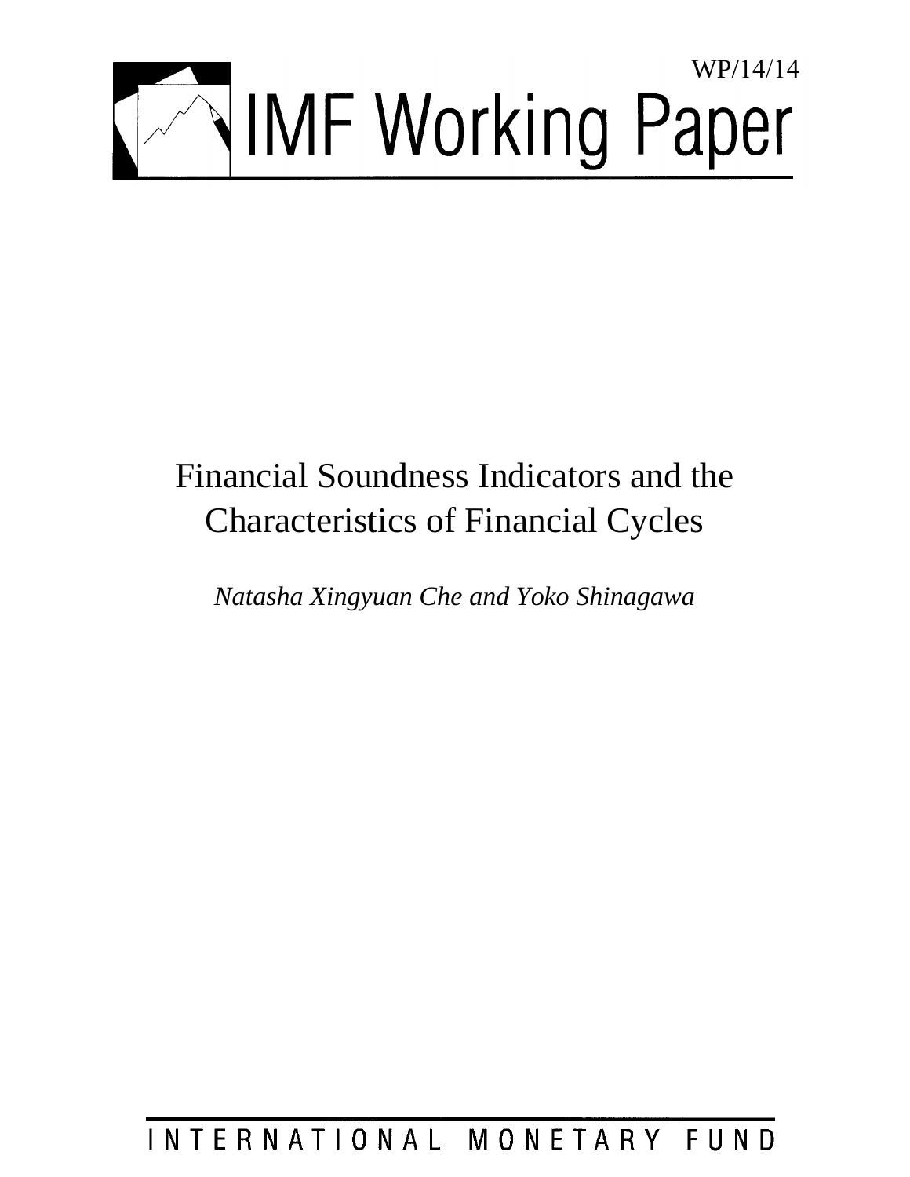WP/14/14

# IMF Working Paper

# Financial Soundness Indicators and the Characteristics of Financial Cycles

*Natasha Xingyuan Che and Yoko Shinagawa*

INTERNATIONAL MONETARY FUND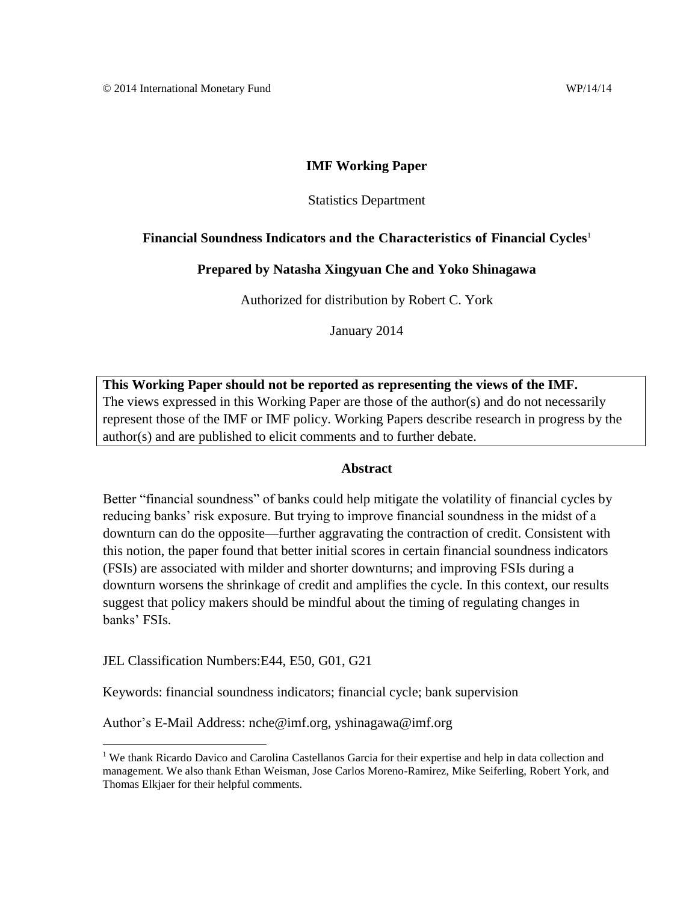© 2014 International Monetary Fund WP/14/14

**IMF Working Paper**

Statistics Department

**Financial Soundness Indicators and the Characteristics of Financial Cycles**[1]

**Prepared by Natasha Xingyuan Che and Yoko Shinagawa**

Authorized for distribution by Robert C. York

January 2014

> **This Working Paper should not be reported as representing the views of the IMF.**
> The views expressed in this Working Paper are those of the author(s) and do not necessarily represent those of the IMF or IMF policy. Working Papers describe research in progress by the author(s) and are published to elicit comments and to further debate.

**Abstract**

Better "financial soundness" of banks could help mitigate the volatility of financial cycles by reducing banks' risk exposure. But trying to improve financial soundness in the midst of a downturn can do the opposite—further aggravating the contraction of credit. Consistent with this notion, the paper found that better initial scores in certain financial soundness indicators (FSIs) are associated with milder and shorter downturns; and improving FSIs during a downturn worsens the shrinkage of credit and amplifies the cycle. In this context, our results suggest that policy makers should be mindful about the timing of regulating changes in banks' FSIs.

JEL Classification Numbers:E44, E50, G01, G21

Keywords: financial soundness indicators; financial cycle; bank supervision

Author's E-Mail Address: nche@imf.org, yshinagawa@imf.org

[1] We thank Ricardo Davico and Carolina Castellanos Garcia for their expertise and help in data collection and management. We also thank Ethan Weisman, Jose Carlos Moreno-Ramirez, Mike Seiferling, Robert York, and Thomas Elkjaer for their helpful comments.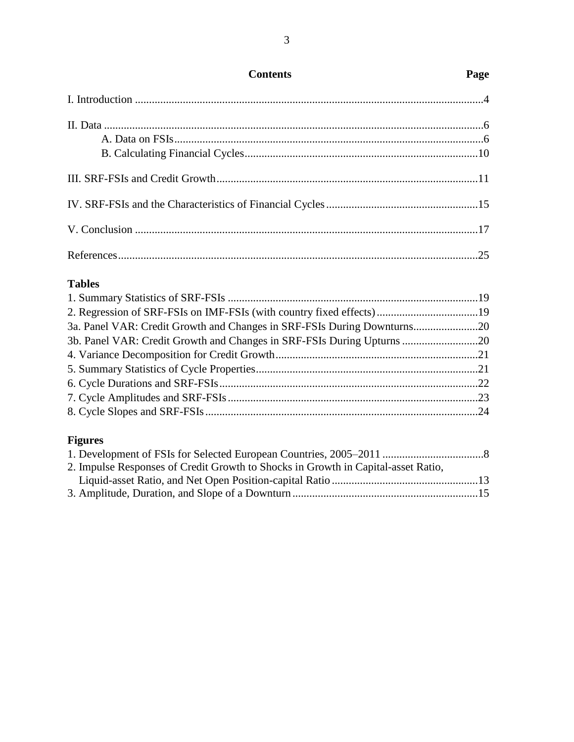# Contents

| | Page |
|---|---|
| I. Introduction | 4 |
| II. Data | 6 |
| A. Data on FSIs | 6 |
| B. Calculating Financial Cycles | 10 |
| III. SRF-FSIs and Credit Growth | 11 |
| IV. SRF-FSIs and the Characteristics of Financial Cycles | 15 |
| V. Conclusion | 17 |
| References | 25 |

**Tables**

| | |
|---|---|
| 1. Summary Statistics of SRF-FSIs | 19 |
| 2. Regression of SRF-FSIs on IMF-FSIs (with country fixed effects) | 19 |
| 3a. Panel VAR: Credit Growth and Changes in SRF-FSIs During Downturns | 20 |
| 3b. Panel VAR: Credit Growth and Changes in SRF-FSIs During Upturns | 20 |
| 4. Variance Decomposition for Credit Growth | 21 |
| 5. Summary Statistics of Cycle Properties | 21 |
| 6. Cycle Durations and SRF-FSIs | 22 |
| 7. Cycle Amplitudes and SRF-FSIs | 23 |
| 8. Cycle Slopes and SRF-FSIs | 24 |

**Figures**

| | |
|---|---|
| 1. Development of FSIs for Selected European Countries, 2005–2011 | 8 |
| 2. Impulse Responses of Credit Growth to Shocks in Growth in Capital-asset Ratio, Liquid-asset Ratio, and Net Open Position-capital Ratio | 13 |
| 3. Amplitude, Duration, and Slope of a Downturn | 15 |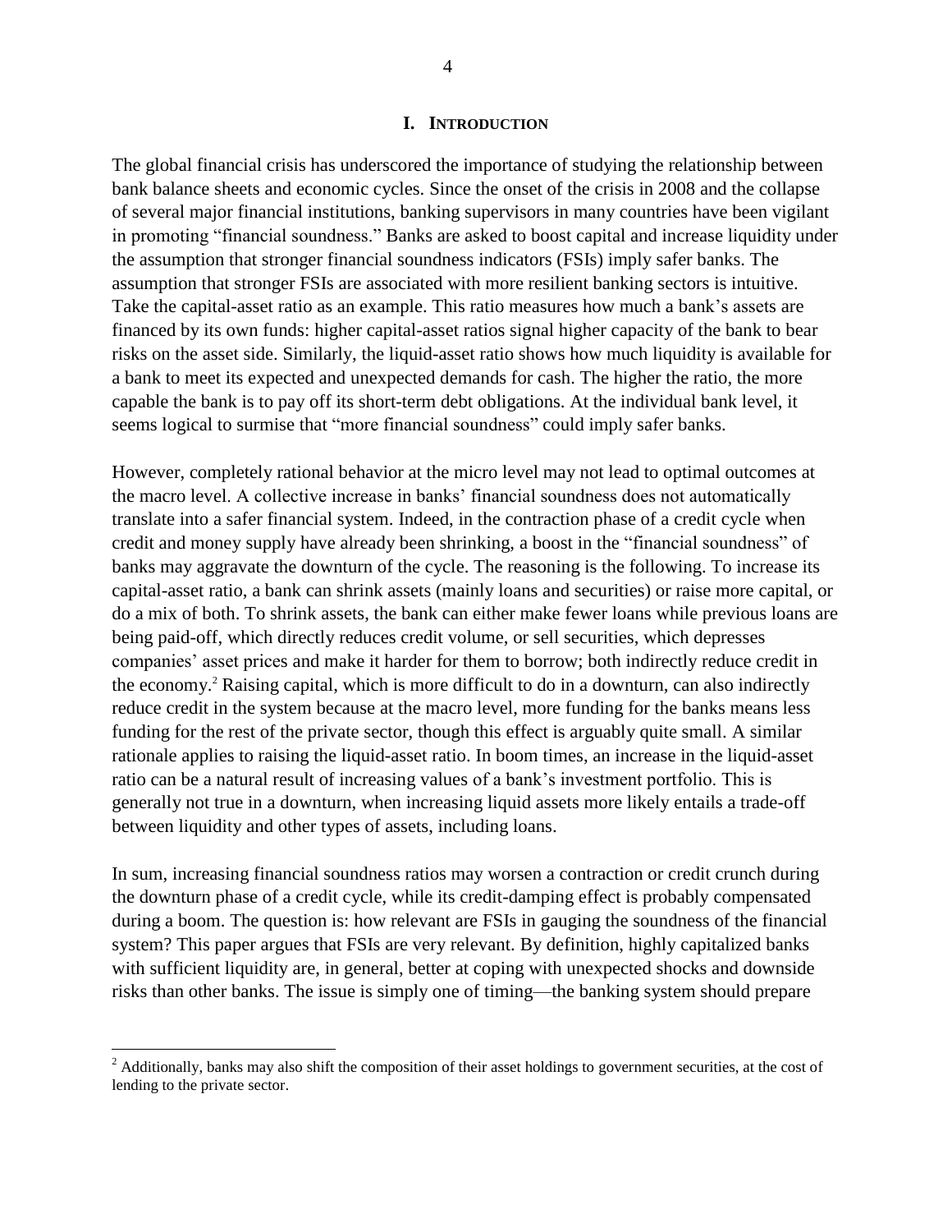# I. INTRODUCTION

The global financial crisis has underscored the importance of studying the relationship between bank balance sheets and economic cycles. Since the onset of the crisis in 2008 and the collapse of several major financial institutions, banking supervisors in many countries have been vigilant in promoting "financial soundness." Banks are asked to boost capital and increase liquidity under the assumption that stronger financial soundness indicators (FSIs) imply safer banks. The assumption that stronger FSIs are associated with more resilient banking sectors is intuitive. Take the capital-asset ratio as an example. This ratio measures how much a bank's assets are financed by its own funds: higher capital-asset ratios signal higher capacity of the bank to bear risks on the asset side. Similarly, the liquid-asset ratio shows how much liquidity is available for a bank to meet its expected and unexpected demands for cash. The higher the ratio, the more capable the bank is to pay off its short-term debt obligations. At the individual bank level, it seems logical to surmise that "more financial soundness" could imply safer banks.

However, completely rational behavior at the micro level may not lead to optimal outcomes at the macro level. A collective increase in banks' financial soundness does not automatically translate into a safer financial system. Indeed, in the contraction phase of a credit cycle when credit and money supply have already been shrinking, a boost in the "financial soundness" of banks may aggravate the downturn of the cycle. The reasoning is the following. To increase its capital-asset ratio, a bank can shrink assets (mainly loans and securities) or raise more capital, or do a mix of both. To shrink assets, the bank can either make fewer loans while previous loans are being paid-off, which directly reduces credit volume, or sell securities, which depresses companies' asset prices and make it harder for them to borrow; both indirectly reduce credit in the economy.[2] Raising capital, which is more difficult to do in a downturn, can also indirectly reduce credit in the system because at the macro level, more funding for the banks means less funding for the rest of the private sector, though this effect is arguably quite small. A similar rationale applies to raising the liquid-asset ratio. In boom times, an increase in the liquid-asset ratio can be a natural result of increasing values of a bank's investment portfolio. This is generally not true in a downturn, when increasing liquid assets more likely entails a trade-off between liquidity and other types of assets, including loans.

In sum, increasing financial soundness ratios may worsen a contraction or credit crunch during the downturn phase of a credit cycle, while its credit-damping effect is probably compensated during a boom. The question is: how relevant are FSIs in gauging the soundness of the financial system? This paper argues that FSIs are very relevant. By definition, highly capitalized banks with sufficient liquidity are, in general, better at coping with unexpected shocks and downside risks than other banks. The issue is simply one of timing—the banking system should prepare

[2] Additionally, banks may also shift the composition of their asset holdings to government securities, at the cost of lending to the private sector.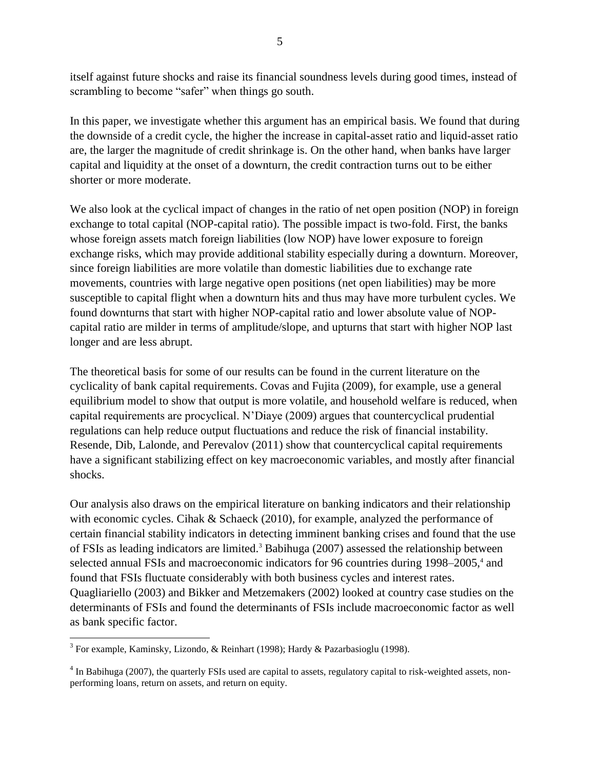itself against future shocks and raise its financial soundness levels during good times, instead of scrambling to become "safer" when things go south.

In this paper, we investigate whether this argument has an empirical basis. We found that during the downside of a credit cycle, the higher the increase in capital-asset ratio and liquid-asset ratio are, the larger the magnitude of credit shrinkage is. On the other hand, when banks have larger capital and liquidity at the onset of a downturn, the credit contraction turns out to be either shorter or more moderate.

We also look at the cyclical impact of changes in the ratio of net open position (NOP) in foreign exchange to total capital (NOP-capital ratio). The possible impact is two-fold. First, the banks whose foreign assets match foreign liabilities (low NOP) have lower exposure to foreign exchange risks, which may provide additional stability especially during a downturn. Moreover, since foreign liabilities are more volatile than domestic liabilities due to exchange rate movements, countries with large negative open positions (net open liabilities) may be more susceptible to capital flight when a downturn hits and thus may have more turbulent cycles. We found downturns that start with higher NOP-capital ratio and lower absolute value of NOP-capital ratio are milder in terms of amplitude/slope, and upturns that start with higher NOP last longer and are less abrupt.

The theoretical basis for some of our results can be found in the current literature on the cyclicality of bank capital requirements. Covas and Fujita (2009), for example, use a general equilibrium model to show that output is more volatile, and household welfare is reduced, when capital requirements are procyclical. N'Diaye (2009) argues that countercyclical prudential regulations can help reduce output fluctuations and reduce the risk of financial instability. Resende, Dib, Lalonde, and Perevalov (2011) show that countercyclical capital requirements have a significant stabilizing effect on key macroeconomic variables, and mostly after financial shocks.

Our analysis also draws on the empirical literature on banking indicators and their relationship with economic cycles. Cihak & Schaeck (2010), for example, analyzed the performance of certain financial stability indicators in detecting imminent banking crises and found that the use of FSIs as leading indicators are limited.[3] Babihuga (2007) assessed the relationship between selected annual FSIs and macroeconomic indicators for 96 countries during 1998–2005,[4] and found that FSIs fluctuate considerably with both business cycles and interest rates. Quagliariello (2003) and Bikker and Metzemakers (2002) looked at country case studies on the determinants of FSIs and found the determinants of FSIs include macroeconomic factor as well as bank specific factor.

---

[3] For example, Kaminsky, Lizondo, & Reinhart (1998); Hardy & Pazarbasioglu (1998).

[4] In Babihuga (2007), the quarterly FSIs used are capital to assets, regulatory capital to risk-weighted assets, non-performing loans, return on assets, and return on equity.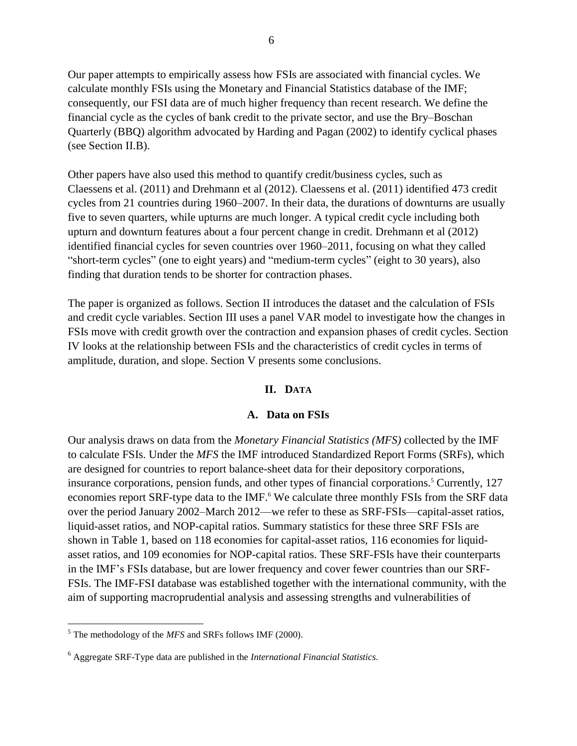Our paper attempts to empirically assess how FSIs are associated with financial cycles. We calculate monthly FSIs using the Monetary and Financial Statistics database of the IMF; consequently, our FSI data are of much higher frequency than recent research. We define the financial cycle as the cycles of bank credit to the private sector, and use the Bry–Boschan Quarterly (BBQ) algorithm advocated by Harding and Pagan (2002) to identify cyclical phases (see Section II.B).

Other papers have also used this method to quantify credit/business cycles, such as Claessens et al. (2011) and Drehmann et al (2012). Claessens et al. (2011) identified 473 credit cycles from 21 countries during 1960–2007. In their data, the durations of downturns are usually five to seven quarters, while upturns are much longer. A typical credit cycle including both upturn and downturn features about a four percent change in credit. Drehmann et al (2012) identified financial cycles for seven countries over 1960–2011, focusing on what they called "short-term cycles" (one to eight years) and "medium-term cycles" (eight to 30 years), also finding that duration tends to be shorter for contraction phases.

The paper is organized as follows. Section II introduces the dataset and the calculation of FSIs and credit cycle variables. Section III uses a panel VAR model to investigate how the changes in FSIs move with credit growth over the contraction and expansion phases of credit cycles. Section IV looks at the relationship between FSIs and the characteristics of credit cycles in terms of amplitude, duration, and slope. Section V presents some conclusions.

## II. Data

### A. Data on FSIs

Our analysis draws on data from the *Monetary Financial Statistics (MFS)* collected by the IMF to calculate FSIs. Under the *MFS* the IMF introduced Standardized Report Forms (SRFs), which are designed for countries to report balance-sheet data for their depository corporations, insurance corporations, pension funds, and other types of financial corporations.[5] Currently, 127 economies report SRF-type data to the IMF.[6] We calculate three monthly FSIs from the SRF data over the period January 2002–March 2012—we refer to these as SRF-FSIs—capital-asset ratios, liquid-asset ratios, and NOP-capital ratios. Summary statistics for these three SRF FSIs are shown in Table 1, based on 118 economies for capital-asset ratios, 116 economies for liquid-asset ratios, and 109 economies for NOP-capital ratios. These SRF-FSIs have their counterparts in the IMF's FSIs database, but are lower frequency and cover fewer countries than our SRF-FSIs. The IMF-FSI database was established together with the international community, with the aim of supporting macroprudential analysis and assessing strengths and vulnerabilities of

---

[5] The methodology of the *MFS* and SRFs follows IMF (2000).

[6] Aggregate SRF-Type data are published in the *International Financial Statistics*.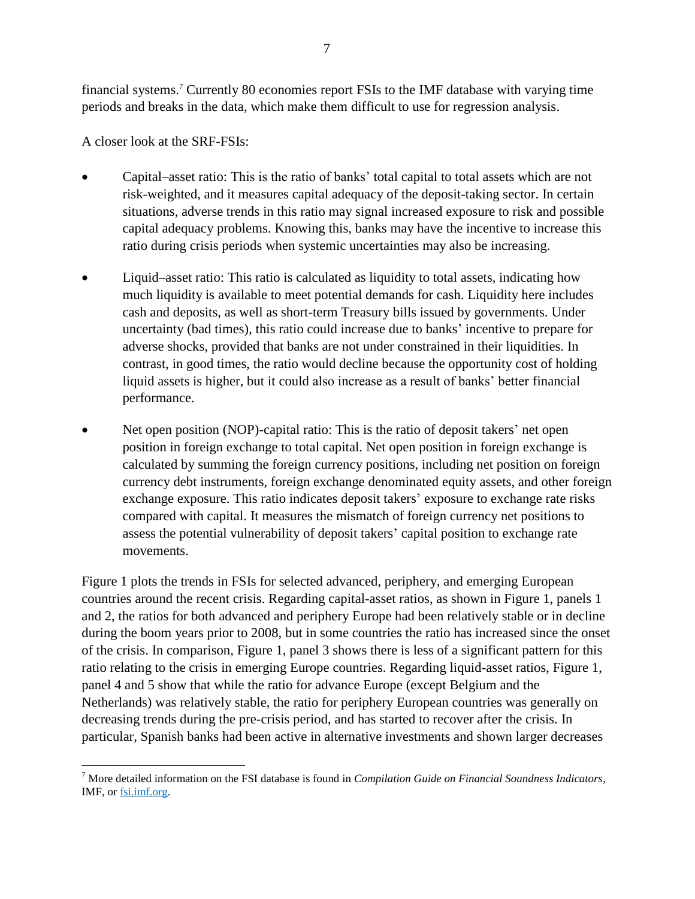financial systems.[7] Currently 80 economies report FSIs to the IMF database with varying time periods and breaks in the data, which make them difficult to use for regression analysis.

A closer look at the SRF-FSIs:

- Capital–asset ratio: This is the ratio of banks' total capital to total assets which are not risk-weighted, and it measures capital adequacy of the deposit-taking sector. In certain situations, adverse trends in this ratio may signal increased exposure to risk and possible capital adequacy problems. Knowing this, banks may have the incentive to increase this ratio during crisis periods when systemic uncertainties may also be increasing.

- Liquid–asset ratio: This ratio is calculated as liquidity to total assets, indicating how much liquidity is available to meet potential demands for cash. Liquidity here includes cash and deposits, as well as short-term Treasury bills issued by governments. Under uncertainty (bad times), this ratio could increase due to banks' incentive to prepare for adverse shocks, provided that banks are not under constrained in their liquidities. In contrast, in good times, the ratio would decline because the opportunity cost of holding liquid assets is higher, but it could also increase as a result of banks' better financial performance.

- Net open position (NOP)-capital ratio: This is the ratio of deposit takers' net open position in foreign exchange to total capital. Net open position in foreign exchange is calculated by summing the foreign currency positions, including net position on foreign currency debt instruments, foreign exchange denominated equity assets, and other foreign exchange exposure. This ratio indicates deposit takers' exposure to exchange rate risks compared with capital. It measures the mismatch of foreign currency net positions to assess the potential vulnerability of deposit takers' capital position to exchange rate movements.

Figure 1 plots the trends in FSIs for selected advanced, periphery, and emerging European countries around the recent crisis. Regarding capital-asset ratios, as shown in Figure 1, panels 1 and 2, the ratios for both advanced and periphery Europe had been relatively stable or in decline during the boom years prior to 2008, but in some countries the ratio has increased since the onset of the crisis. In comparison, Figure 1, panel 3 shows there is less of a significant pattern for this ratio relating to the crisis in emerging Europe countries. Regarding liquid-asset ratios, Figure 1, panel 4 and 5 show that while the ratio for advance Europe (except Belgium and the Netherlands) was relatively stable, the ratio for periphery European countries was generally on decreasing trends during the pre-crisis period, and has started to recover after the crisis. In particular, Spanish banks had been active in alternative investments and shown larger decreases

---

[7] More detailed information on the FSI database is found in *Compilation Guide on Financial Soundness Indicators*, IMF, or fsi.imf.org.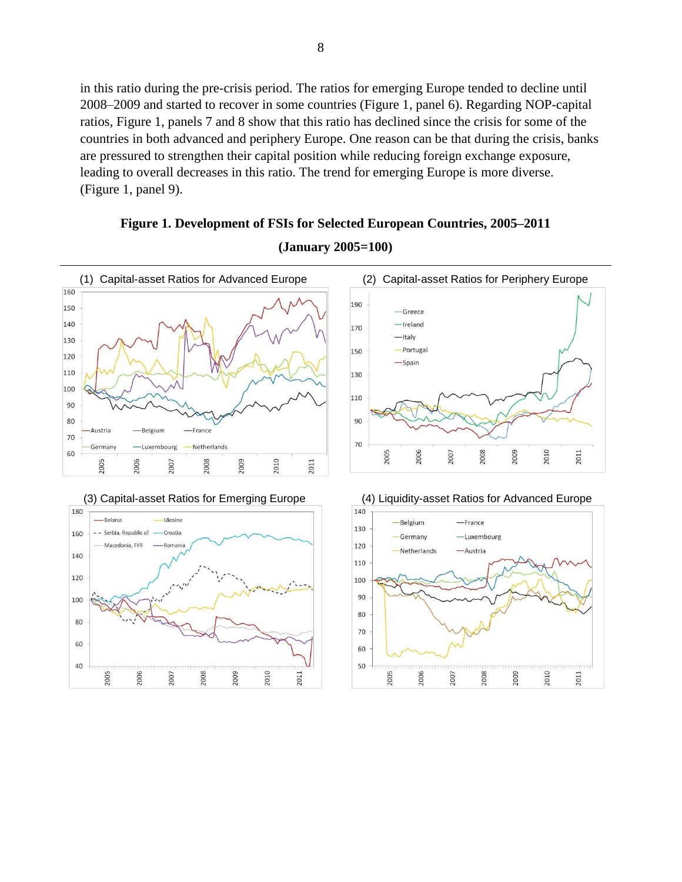in this ratio during the pre-crisis period. The ratios for emerging Europe tended to decline until 2008–2009 and started to recover in some countries (Figure 1, panel 6). Regarding NOP-capital ratios, Figure 1, panels 7 and 8 show that this ratio has declined since the crisis for some of the countries in both advanced and periphery Europe. One reason can be that during the crisis, banks are pressured to strengthen their capital position while reducing foreign exchange exposure, leading to overall decreases in this ratio. The trend for emerging Europe is more diverse. (Figure 1, panel 9).

**Figure 1. Development of FSIs for Selected European Countries, 2005–2011**

**(January 2005=100)**

(1) Capital-asset Ratios for Advanced Europe

(2) Capital-asset Ratios for Periphery Europe

(3) Capital-asset Ratios for Emerging Europe

(4) Liquidity-asset Ratios for Advanced Europe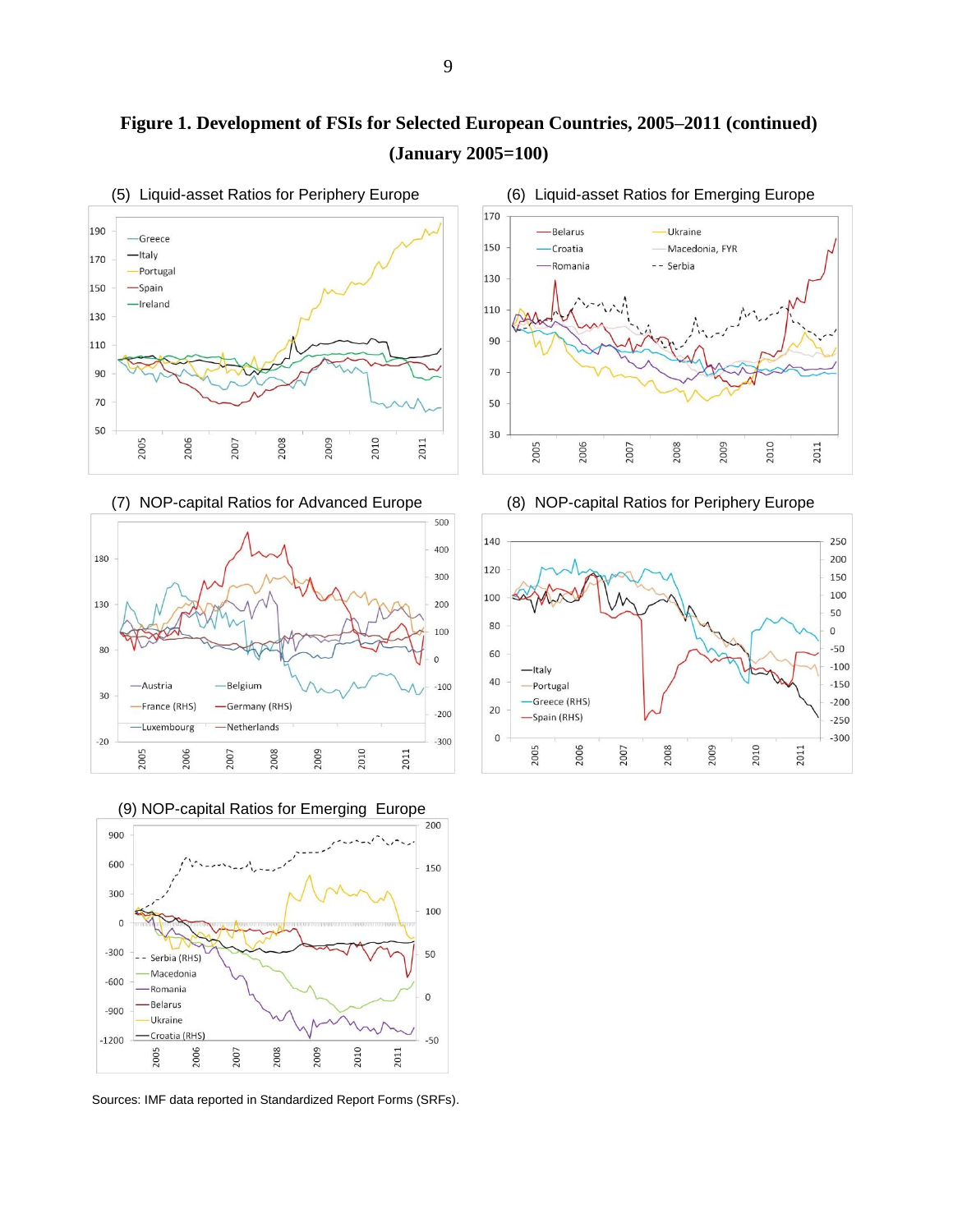**Figure 1. Development of FSIs for Selected European Countries, 2005–2011 (continued)**
**(January 2005=100)**

(5) Liquid-asset Ratios for Periphery Europe

(6) Liquid-asset Ratios for Emerging Europe

(7) NOP-capital Ratios for Advanced Europe

(8) NOP-capital Ratios for Periphery Europe

(9) NOP-capital Ratios for Emerging Europe

Sources: IMF data reported in Standardized Report Forms (SRFs).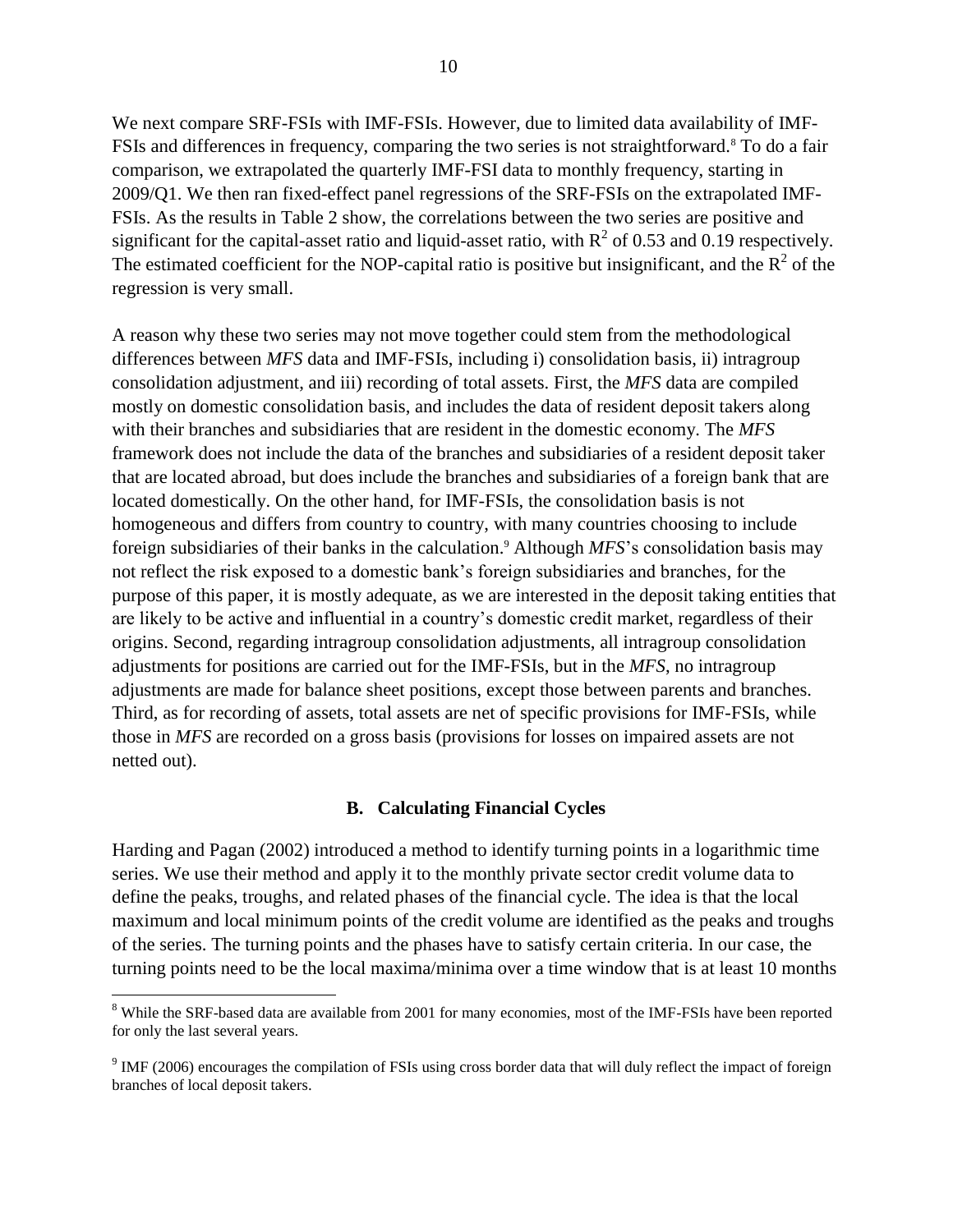We next compare SRF-FSIs with IMF-FSIs. However, due to limited data availability of IMF-FSIs and differences in frequency, comparing the two series is not straightforward.[8] To do a fair comparison, we extrapolated the quarterly IMF-FSI data to monthly frequency, starting in 2009/Q1. We then ran fixed-effect panel regressions of the SRF-FSIs on the extrapolated IMF-FSIs. As the results in Table 2 show, the correlations between the two series are positive and significant for the capital-asset ratio and liquid-asset ratio, with $R^2$ of 0.53 and 0.19 respectively. The estimated coefficient for the NOP-capital ratio is positive but insignificant, and the $R^2$ of the regression is very small.

A reason why these two series may not move together could stem from the methodological differences between *MFS* data and IMF-FSIs, including i) consolidation basis, ii) intragroup consolidation adjustment, and iii) recording of total assets. First, the *MFS* data are compiled mostly on domestic consolidation basis, and includes the data of resident deposit takers along with their branches and subsidiaries that are resident in the domestic economy. The *MFS* framework does not include the data of the branches and subsidiaries of a resident deposit taker that are located abroad, but does include the branches and subsidiaries of a foreign bank that are located domestically. On the other hand, for IMF-FSIs, the consolidation basis is not homogeneous and differs from country to country, with many countries choosing to include foreign subsidiaries of their banks in the calculation.[9] Although *MFS*'s consolidation basis may not reflect the risk exposed to a domestic bank's foreign subsidiaries and branches, for the purpose of this paper, it is mostly adequate, as we are interested in the deposit taking entities that are likely to be active and influential in a country's domestic credit market, regardless of their origins. Second, regarding intragroup consolidation adjustments, all intragroup consolidation adjustments for positions are carried out for the IMF-FSIs, but in the *MFS*, no intragroup adjustments are made for balance sheet positions, except those between parents and branches. Third, as for recording of assets, total assets are net of specific provisions for IMF-FSIs, while those in *MFS* are recorded on a gross basis (provisions for losses on impaired assets are not netted out).

## B. Calculating Financial Cycles

Harding and Pagan (2002) introduced a method to identify turning points in a logarithmic time series. We use their method and apply it to the monthly private sector credit volume data to define the peaks, troughs, and related phases of the financial cycle. The idea is that the local maximum and local minimum points of the credit volume are identified as the peaks and troughs of the series. The turning points and the phases have to satisfy certain criteria. In our case, the turning points need to be the local maxima/minima over a time window that is at least 10 months

---

[8] While the SRF-based data are available from 2001 for many economies, most of the IMF-FSIs have been reported for only the last several years.

[9] IMF (2006) encourages the compilation of FSIs using cross border data that will duly reflect the impact of foreign branches of local deposit takers.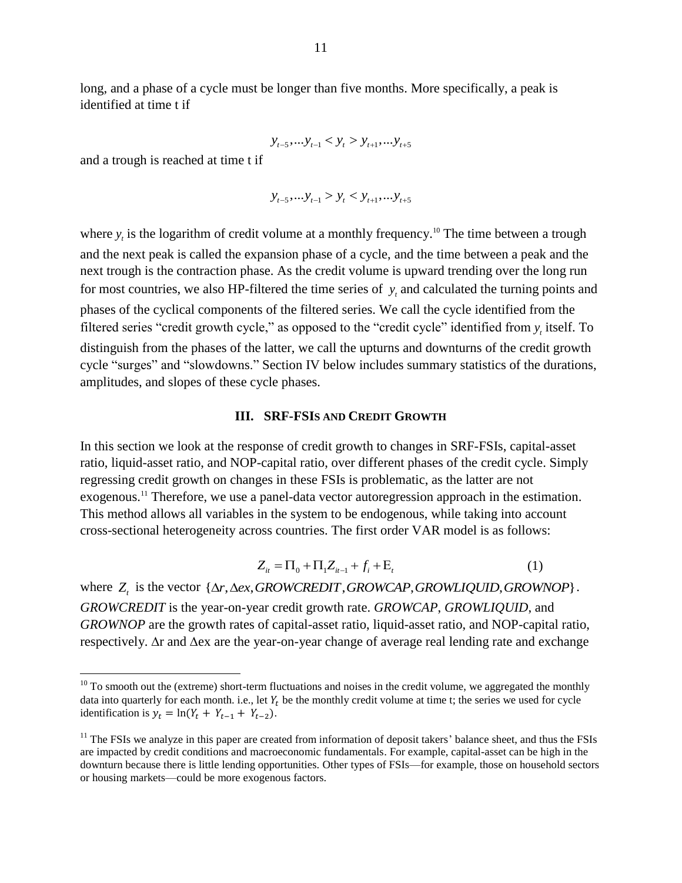long, and a phase of a cycle must be longer than five months. More specifically, a peak is identified at time t if

$$y_{t-5},...y_{t-1} < y_t > y_{t+1},...y_{t+5}$$

and a trough is reached at time t if

$$y_{t-5},...y_{t-1} > y_t < y_{t+1},...y_{t+5}$$

where $y_t$ is the logarithm of credit volume at a monthly frequency.[10] The time between a trough and the next peak is called the expansion phase of a cycle, and the time between a peak and the next trough is the contraction phase. As the credit volume is upward trending over the long run for most countries, we also HP-filtered the time series of $y_t$ and calculated the turning points and phases of the cyclical components of the filtered series. We call the cycle identified from the filtered series "credit growth cycle," as opposed to the "credit cycle" identified from $y_t$ itself. To distinguish from the phases of the latter, we call the upturns and downturns of the credit growth cycle "surges" and "slowdowns." Section IV below includes summary statistics of the durations, amplitudes, and slopes of these cycle phases.

## III. SRF-FSIs and Credit Growth

In this section we look at the response of credit growth to changes in SRF-FSIs, capital-asset ratio, liquid-asset ratio, and NOP-capital ratio, over different phases of the credit cycle. Simply regressing credit growth on changes in these FSIs is problematic, as the latter are not exogenous.[11] Therefore, we use a panel-data vector autoregression approach in the estimation. This method allows all variables in the system to be endogenous, while taking into account cross-sectional heterogeneity across countries. The first order VAR model is as follows:

$$Z_{it} = \Pi_0 + \Pi_1 Z_{it-1} + f_i + \mathrm{E}_t \tag{1}$$

where $Z_t$ is the vector $\{\Delta r, \Delta ex, GROWCREDIT, GROWCAP, GROWLIQUID, GROWNOP\}$. *GROWCREDIT* is the year-on-year credit growth rate. *GROWCAP*, *GROWLIQUID*, and *GROWNOP* are the growth rates of capital-asset ratio, liquid-asset ratio, and NOP-capital ratio, respectively. $\Delta$r and $\Delta$ex are the year-on-year change of average real lending rate and exchange

---

[10] To smooth out the (extreme) short-term fluctuations and noises in the credit volume, we aggregated the monthly data into quarterly for each month. i.e., let $Y_t$ be the monthly credit volume at time t; the series we used for cycle identification is $y_t = \ln(Y_t + Y_{t-1} + Y_{t-2})$.

[11] The FSIs we analyze in this paper are created from information of deposit takers' balance sheet, and thus the FSIs are impacted by credit conditions and macroeconomic fundamentals. For example, capital-asset can be high in the downturn because there is little lending opportunities. Other types of FSIs—for example, those on household sectors or housing markets—could be more exogenous factors.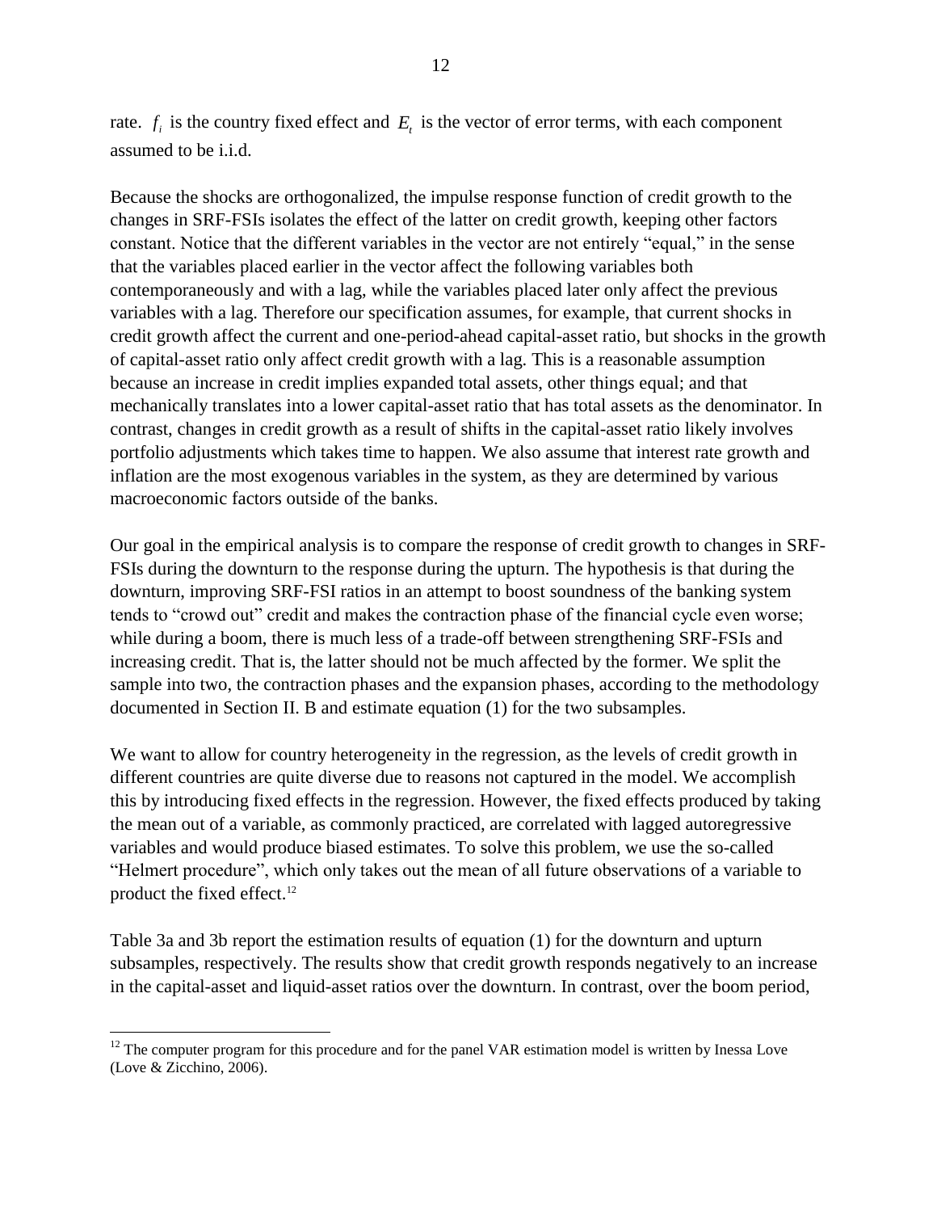rate. $f_i$ is the country fixed effect and $E_t$ is the vector of error terms, with each component assumed to be i.i.d.

Because the shocks are orthogonalized, the impulse response function of credit growth to the changes in SRF-FSIs isolates the effect of the latter on credit growth, keeping other factors constant. Notice that the different variables in the vector are not entirely "equal," in the sense that the variables placed earlier in the vector affect the following variables both contemporaneously and with a lag, while the variables placed later only affect the previous variables with a lag. Therefore our specification assumes, for example, that current shocks in credit growth affect the current and one-period-ahead capital-asset ratio, but shocks in the growth of capital-asset ratio only affect credit growth with a lag. This is a reasonable assumption because an increase in credit implies expanded total assets, other things equal; and that mechanically translates into a lower capital-asset ratio that has total assets as the denominator. In contrast, changes in credit growth as a result of shifts in the capital-asset ratio likely involves portfolio adjustments which takes time to happen. We also assume that interest rate growth and inflation are the most exogenous variables in the system, as they are determined by various macroeconomic factors outside of the banks.

Our goal in the empirical analysis is to compare the response of credit growth to changes in SRF-FSIs during the downturn to the response during the upturn. The hypothesis is that during the downturn, improving SRF-FSI ratios in an attempt to boost soundness of the banking system tends to "crowd out" credit and makes the contraction phase of the financial cycle even worse; while during a boom, there is much less of a trade-off between strengthening SRF-FSIs and increasing credit. That is, the latter should not be much affected by the former. We split the sample into two, the contraction phases and the expansion phases, according to the methodology documented in Section II. B and estimate equation (1) for the two subsamples.

We want to allow for country heterogeneity in the regression, as the levels of credit growth in different countries are quite diverse due to reasons not captured in the model. We accomplish this by introducing fixed effects in the regression. However, the fixed effects produced by taking the mean out of a variable, as commonly practiced, are correlated with lagged autoregressive variables and would produce biased estimates. To solve this problem, we use the so-called "Helmert procedure", which only takes out the mean of all future observations of a variable to product the fixed effect.[12]

Table 3a and 3b report the estimation results of equation (1) for the downturn and upturn subsamples, respectively. The results show that credit growth responds negatively to an increase in the capital-asset and liquid-asset ratios over the downturn. In contrast, over the boom period,

---

[12] The computer program for this procedure and for the panel VAR estimation model is written by Inessa Love (Love & Zicchino, 2006).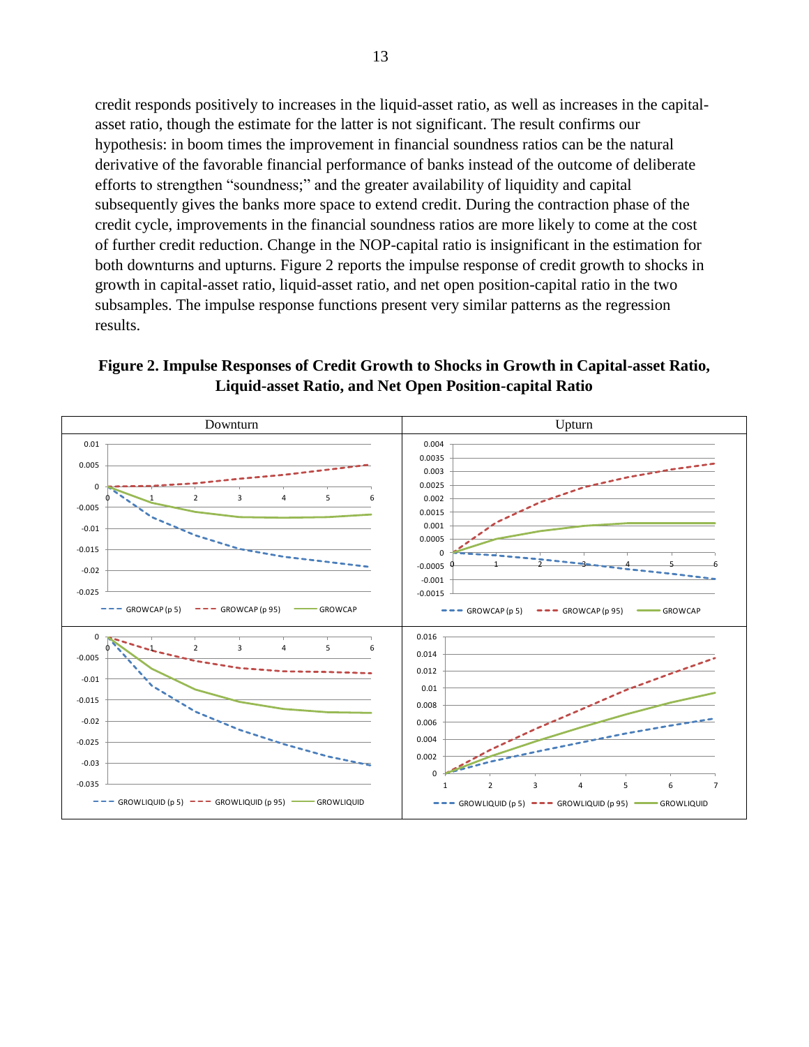credit responds positively to increases in the liquid-asset ratio, as well as increases in the capital-asset ratio, though the estimate for the latter is not significant. The result confirms our hypothesis: in boom times the improvement in financial soundness ratios can be the natural derivative of the favorable financial performance of banks instead of the outcome of deliberate efforts to strengthen "soundness;" and the greater availability of liquidity and capital subsequently gives the banks more space to extend credit. During the contraction phase of the credit cycle, improvements in the financial soundness ratios are more likely to come at the cost of further credit reduction. Change in the NOP-capital ratio is insignificant in the estimation for both downturns and upturns. Figure 2 reports the impulse response of credit growth to shocks in growth in capital-asset ratio, liquid-asset ratio, and net open position-capital ratio in the two subsamples. The impulse response functions present very similar patterns as the regression results.

**Figure 2. Impulse Responses of Credit Growth to Shocks in Growth in Capital-asset Ratio, Liquid-asset Ratio, and Net Open Position-capital Ratio**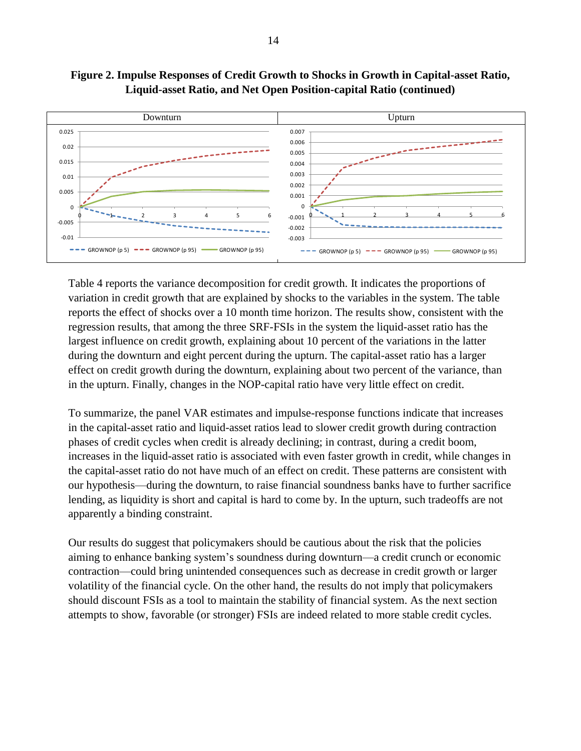**Figure 2. Impulse Responses of Credit Growth to Shocks in Growth in Capital-asset Ratio, Liquid-asset Ratio, and Net Open Position-capital Ratio (continued)**

Table 4 reports the variance decomposition for credit growth. It indicates the proportions of variation in credit growth that are explained by shocks to the variables in the system. The table reports the effect of shocks over a 10 month time horizon. The results show, consistent with the regression results, that among the three SRF-FSIs in the system the liquid-asset ratio has the largest influence on credit growth, explaining about 10 percent of the variations in the latter during the downturn and eight percent during the upturn. The capital-asset ratio has a larger effect on credit growth during the downturn, explaining about two percent of the variance, than in the upturn. Finally, changes in the NOP-capital ratio have very little effect on credit.

To summarize, the panel VAR estimates and impulse-response functions indicate that increases in the capital-asset ratio and liquid-asset ratios lead to slower credit growth during contraction phases of credit cycles when credit is already declining; in contrast, during a credit boom, increases in the liquid-asset ratio is associated with even faster growth in credit, while changes in the capital-asset ratio do not have much of an effect on credit. These patterns are consistent with our hypothesis—during the downturn, to raise financial soundness banks have to further sacrifice lending, as liquidity is short and capital is hard to come by. In the upturn, such tradeoffs are not apparently a binding constraint.

Our results do suggest that policymakers should be cautious about the risk that the policies aiming to enhance banking system's soundness during downturn—a credit crunch or economic contraction—could bring unintended consequences such as decrease in credit growth or larger volatility of the financial cycle. On the other hand, the results do not imply that policymakers should discount FSIs as a tool to maintain the stability of financial system. As the next section attempts to show, favorable (or stronger) FSIs are indeed related to more stable credit cycles.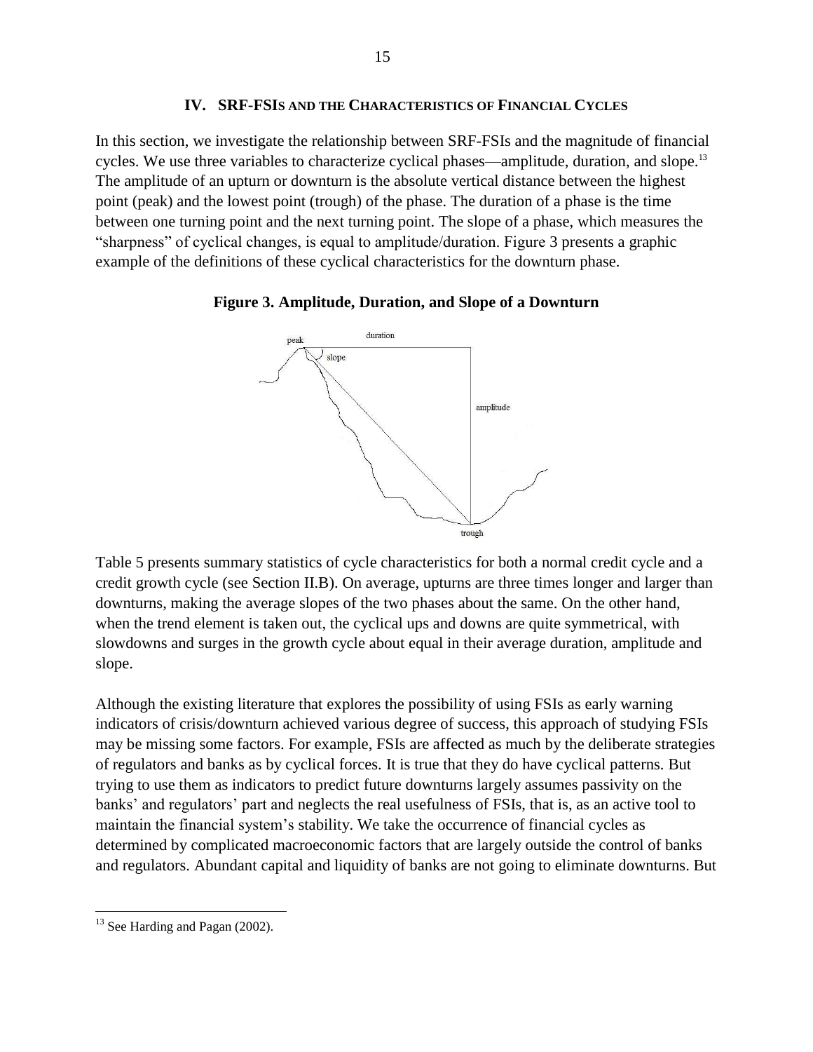## IV. SRF-FSIs and the Characteristics of Financial Cycles

In this section, we investigate the relationship between SRF-FSIs and the magnitude of financial cycles. We use three variables to characterize cyclical phases—amplitude, duration, and slope.[13] The amplitude of an upturn or downturn is the absolute vertical distance between the highest point (peak) and the lowest point (trough) of the phase. The duration of a phase is the time between one turning point and the next turning point. The slope of a phase, which measures the "sharpness" of cyclical changes, is equal to amplitude/duration. Figure 3 presents a graphic example of the definitions of these cyclical characteristics for the downturn phase.

**Figure 3. Amplitude, Duration, and Slope of a Downturn**

Table 5 presents summary statistics of cycle characteristics for both a normal credit cycle and a credit growth cycle (see Section II.B). On average, upturns are three times longer and larger than downturns, making the average slopes of the two phases about the same. On the other hand, when the trend element is taken out, the cyclical ups and downs are quite symmetrical, with slowdowns and surges in the growth cycle about equal in their average duration, amplitude and slope.

Although the existing literature that explores the possibility of using FSIs as early warning indicators of crisis/downturn achieved various degree of success, this approach of studying FSIs may be missing some factors. For example, FSIs are affected as much by the deliberate strategies of regulators and banks as by cyclical forces. It is true that they do have cyclical patterns. But trying to use them as indicators to predict future downturns largely assumes passivity on the banks' and regulators' part and neglects the real usefulness of FSIs, that is, as an active tool to maintain the financial system's stability. We take the occurrence of financial cycles as determined by complicated macroeconomic factors that are largely outside the control of banks and regulators. Abundant capital and liquidity of banks are not going to eliminate downturns. But

[13] See Harding and Pagan (2002).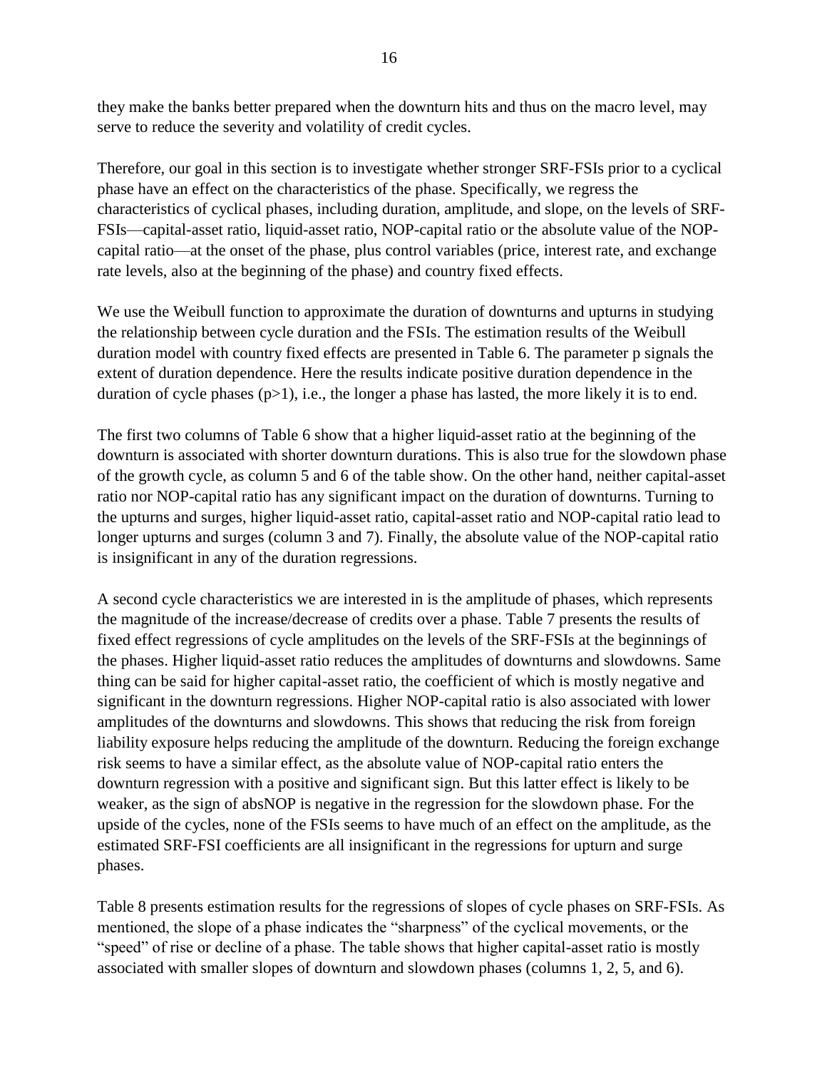they make the banks better prepared when the downturn hits and thus on the macro level, may serve to reduce the severity and volatility of credit cycles.

Therefore, our goal in this section is to investigate whether stronger SRF-FSIs prior to a cyclical phase have an effect on the characteristics of the phase. Specifically, we regress the characteristics of cyclical phases, including duration, amplitude, and slope, on the levels of SRF-FSIs—capital-asset ratio, liquid-asset ratio, NOP-capital ratio or the absolute value of the NOP-capital ratio—at the onset of the phase, plus control variables (price, interest rate, and exchange rate levels, also at the beginning of the phase) and country fixed effects.

We use the Weibull function to approximate the duration of downturns and upturns in studying the relationship between cycle duration and the FSIs. The estimation results of the Weibull duration model with country fixed effects are presented in Table 6. The parameter p signals the extent of duration dependence. Here the results indicate positive duration dependence in the duration of cycle phases ($p>1$), i.e., the longer a phase has lasted, the more likely it is to end.

The first two columns of Table 6 show that a higher liquid-asset ratio at the beginning of the downturn is associated with shorter downturn durations. This is also true for the slowdown phase of the growth cycle, as column 5 and 6 of the table show. On the other hand, neither capital-asset ratio nor NOP-capital ratio has any significant impact on the duration of downturns. Turning to the upturns and surges, higher liquid-asset ratio, capital-asset ratio and NOP-capital ratio lead to longer upturns and surges (column 3 and 7). Finally, the absolute value of the NOP-capital ratio is insignificant in any of the duration regressions.

A second cycle characteristics we are interested in is the amplitude of phases, which represents the magnitude of the increase/decrease of credits over a phase. Table 7 presents the results of fixed effect regressions of cycle amplitudes on the levels of the SRF-FSIs at the beginnings of the phases. Higher liquid-asset ratio reduces the amplitudes of downturns and slowdowns. Same thing can be said for higher capital-asset ratio, the coefficient of which is mostly negative and significant in the downturn regressions. Higher NOP-capital ratio is also associated with lower amplitudes of the downturns and slowdowns. This shows that reducing the risk from foreign liability exposure helps reducing the amplitude of the downturn. Reducing the foreign exchange risk seems to have a similar effect, as the absolute value of NOP-capital ratio enters the downturn regression with a positive and significant sign. But this latter effect is likely to be weaker, as the sign of absNOP is negative in the regression for the slowdown phase. For the upside of the cycles, none of the FSIs seems to have much of an effect on the amplitude, as the estimated SRF-FSI coefficients are all insignificant in the regressions for upturn and surge phases.

Table 8 presents estimation results for the regressions of slopes of cycle phases on SRF-FSIs. As mentioned, the slope of a phase indicates the "sharpness" of the cyclical movements, or the "speed" of rise or decline of a phase. The table shows that higher capital-asset ratio is mostly associated with smaller slopes of downturn and slowdown phases (columns 1, 2, 5, and 6).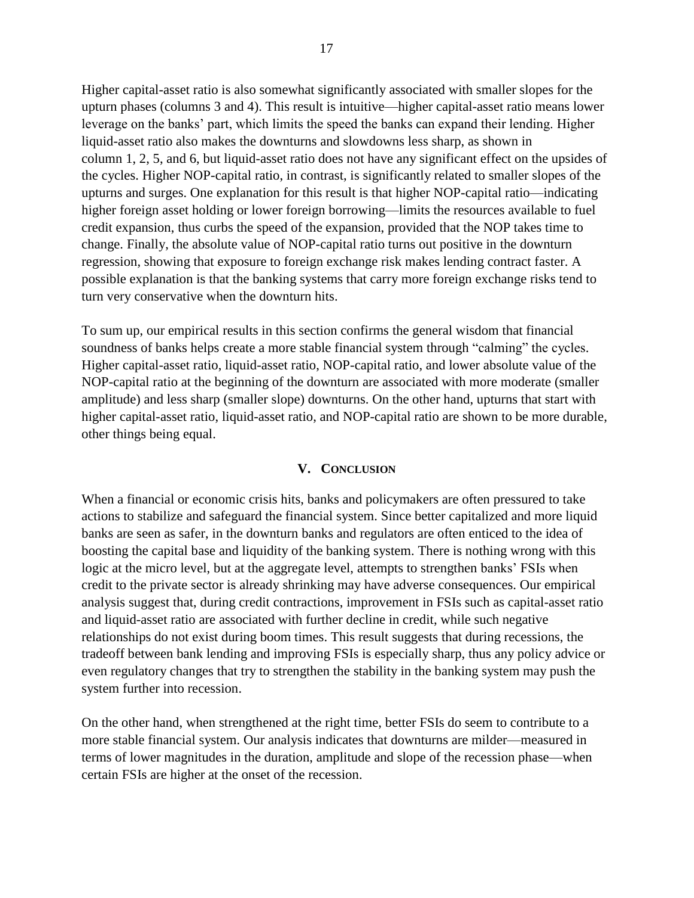Higher capital-asset ratio is also somewhat significantly associated with smaller slopes for the upturn phases (columns 3 and 4). This result is intuitive—higher capital-asset ratio means lower leverage on the banks' part, which limits the speed the banks can expand their lending. Higher liquid-asset ratio also makes the downturns and slowdowns less sharp, as shown in column 1, 2, 5, and 6, but liquid-asset ratio does not have any significant effect on the upsides of the cycles. Higher NOP-capital ratio, in contrast, is significantly related to smaller slopes of the upturns and surges. One explanation for this result is that higher NOP-capital ratio—indicating higher foreign asset holding or lower foreign borrowing—limits the resources available to fuel credit expansion, thus curbs the speed of the expansion, provided that the NOP takes time to change. Finally, the absolute value of NOP-capital ratio turns out positive in the downturn regression, showing that exposure to foreign exchange risk makes lending contract faster. A possible explanation is that the banking systems that carry more foreign exchange risks tend to turn very conservative when the downturn hits.

To sum up, our empirical results in this section confirms the general wisdom that financial soundness of banks helps create a more stable financial system through "calming" the cycles. Higher capital-asset ratio, liquid-asset ratio, NOP-capital ratio, and lower absolute value of the NOP-capital ratio at the beginning of the downturn are associated with more moderate (smaller amplitude) and less sharp (smaller slope) downturns. On the other hand, upturns that start with higher capital-asset ratio, liquid-asset ratio, and NOP-capital ratio are shown to be more durable, other things being equal.

## V. Conclusion

When a financial or economic crisis hits, banks and policymakers are often pressured to take actions to stabilize and safeguard the financial system. Since better capitalized and more liquid banks are seen as safer, in the downturn banks and regulators are often enticed to the idea of boosting the capital base and liquidity of the banking system. There is nothing wrong with this logic at the micro level, but at the aggregate level, attempts to strengthen banks' FSIs when credit to the private sector is already shrinking may have adverse consequences. Our empirical analysis suggest that, during credit contractions, improvement in FSIs such as capital-asset ratio and liquid-asset ratio are associated with further decline in credit, while such negative relationships do not exist during boom times. This result suggests that during recessions, the tradeoff between bank lending and improving FSIs is especially sharp, thus any policy advice or even regulatory changes that try to strengthen the stability in the banking system may push the system further into recession.

On the other hand, when strengthened at the right time, better FSIs do seem to contribute to a more stable financial system. Our analysis indicates that downturns are milder—measured in terms of lower magnitudes in the duration, amplitude and slope of the recession phase—when certain FSIs are higher at the onset of the recession.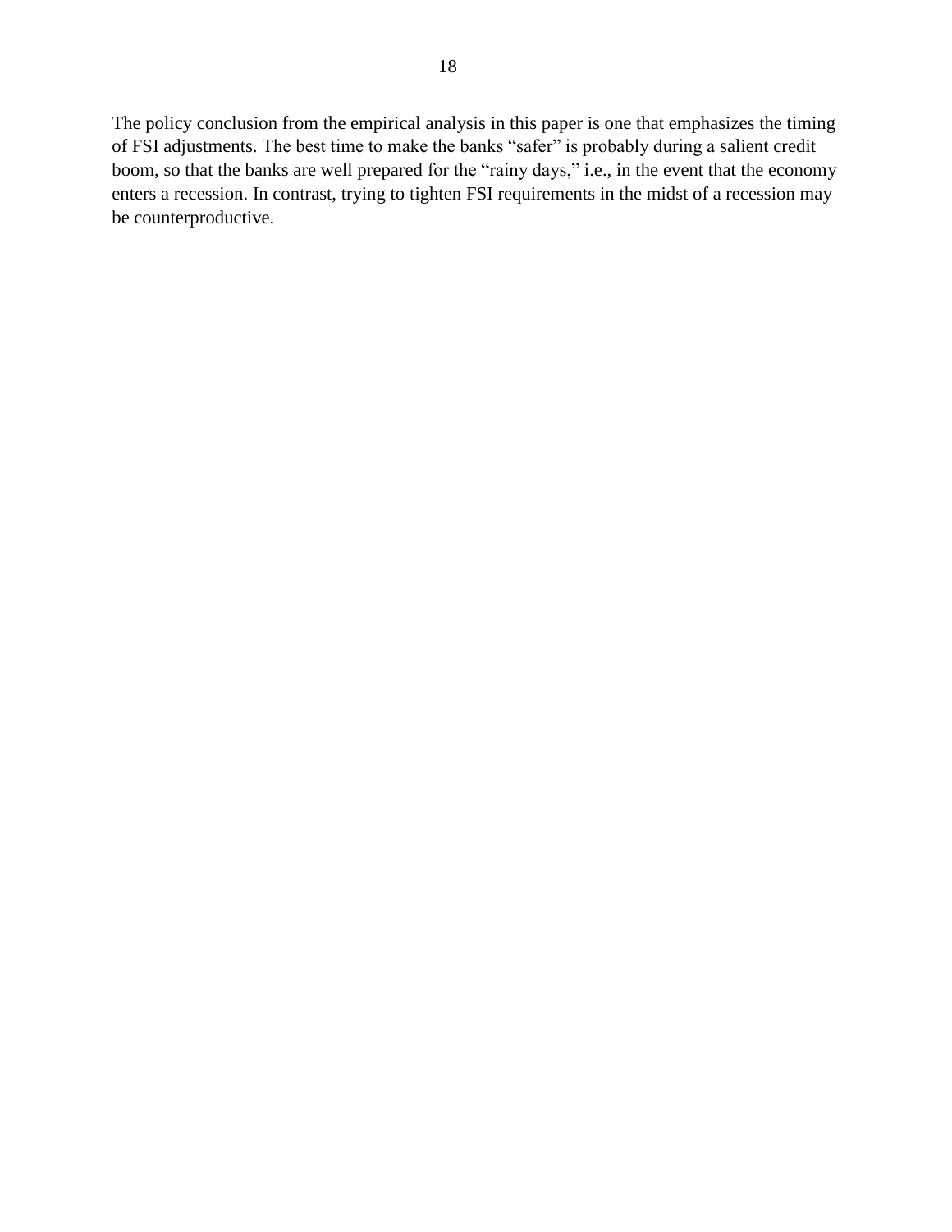The policy conclusion from the empirical analysis in this paper is one that emphasizes the timing of FSI adjustments. The best time to make the banks "safer" is probably during a salient credit boom, so that the banks are well prepared for the "rainy days," i.e., in the event that the economy enters a recession. In contrast, trying to tighten FSI requirements in the midst of a recession may be counterproductive.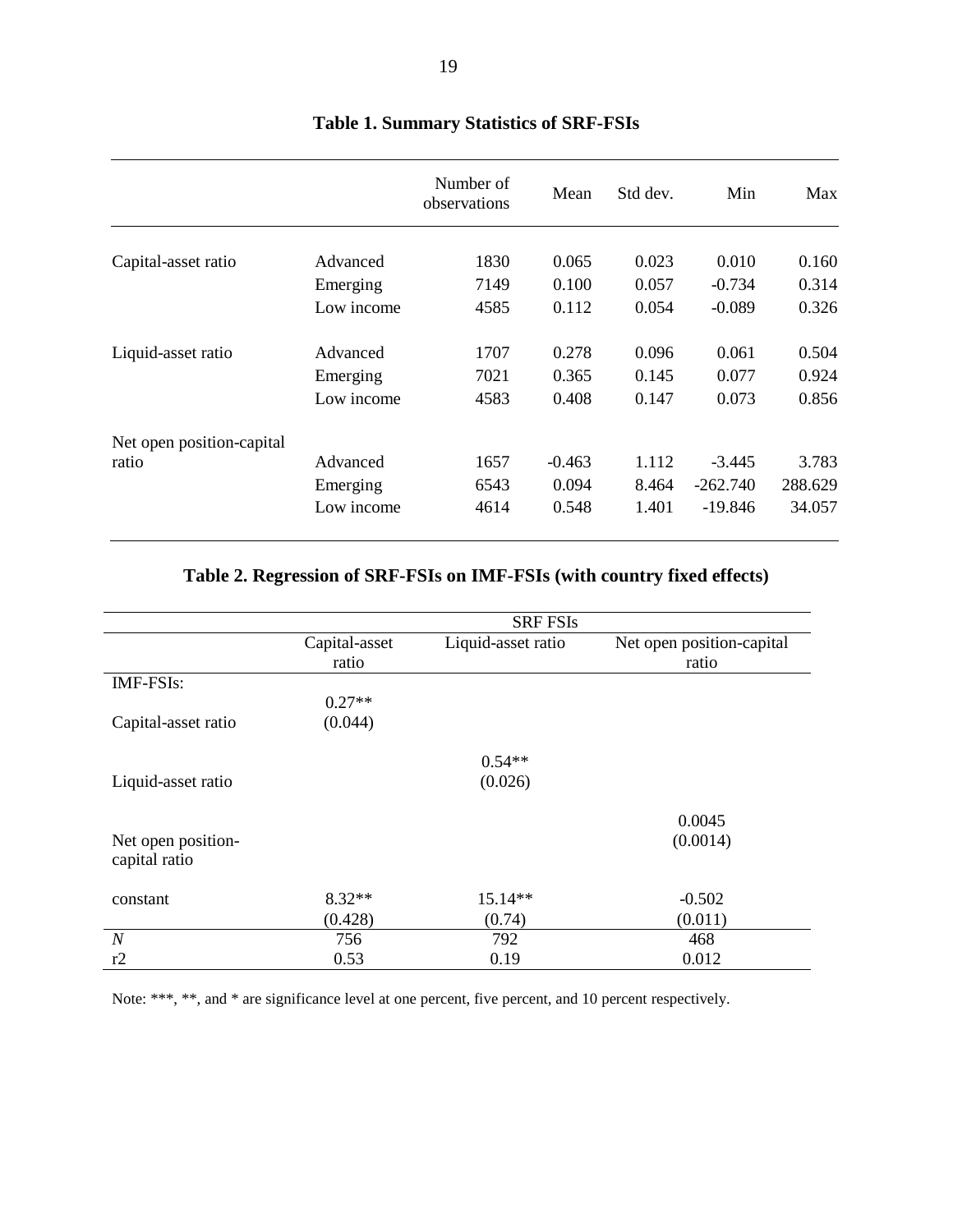**Table 1. Summary Statistics of SRF-FSIs**

| | | Number of observations | Mean | Std dev. | Min | Max |
|---|---|---|---|---|---|---|
| Capital-asset ratio | Advanced | 1830 | 0.065 | 0.023 | 0.010 | 0.160 |
| | Emerging | 7149 | 0.100 | 0.057 | -0.734 | 0.314 |
| | Low income | 4585 | 0.112 | 0.054 | -0.089 | 0.326 |
| Liquid-asset ratio | Advanced | 1707 | 0.278 | 0.096 | 0.061 | 0.504 |
| | Emerging | 7021 | 0.365 | 0.145 | 0.077 | 0.924 |
| | Low income | 4583 | 0.408 | 0.147 | 0.073 | 0.856 |
| Net open position-capital ratio | Advanced | 1657 | -0.463 | 1.112 | -3.445 | 3.783 |
| | Emerging | 6543 | 0.094 | 8.464 | -262.740 | 288.629 |
| | Low income | 4614 | 0.548 | 1.401 | -19.846 | 34.057 |

**Table 2. Regression of SRF-FSIs on IMF-FSIs (with country fixed effects)**

| | SRF FSIs | | |
|---|---|---|---|
| | Capital-asset ratio | Liquid-asset ratio | Net open position-capital ratio |
| IMF-FSIs: | | | |
| Capital-asset ratio | 0.27** (0.044) | | |
| Liquid-asset ratio | | 0.54** (0.026) | |
| Net open position-capital ratio | | | 0.0045 (0.0014) |
| constant | 8.32** (0.428) | 15.14** (0.74) | -0.502 (0.011) |
| *N* | 756 | 792 | 468 |
| r2 | 0.53 | 0.19 | 0.012 |

Note: ***, **, and * are significance level at one percent, five percent, and 10 percent respectively.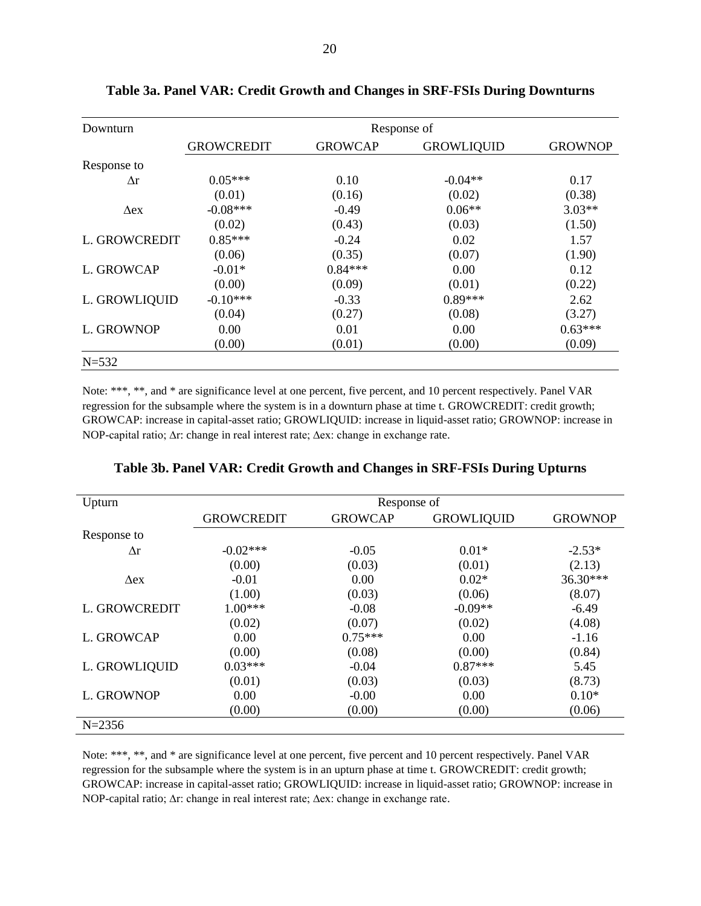**Table 3a. Panel VAR: Credit Growth and Changes in SRF-FSIs During Downturns**

| Downturn | Response of | | | |
|---|---|---|---|---|
| | GROWCREDIT | GROWCAP | GROWLIQUID | GROWNOP |
| Response to | | | | |
| $\Delta$r | 0.05*** | 0.10 | -0.04** | 0.17 |
| | (0.01) | (0.16) | (0.02) | (0.38) |
| $\Delta$ex | -0.08*** | -0.49 | 0.06** | 3.03** |
| | (0.02) | (0.43) | (0.03) | (1.50) |
| L. GROWCREDIT | 0.85*** | -0.24 | 0.02 | 1.57 |
| | (0.06) | (0.35) | (0.07) | (1.90) |
| L. GROWCAP | -0.01* | 0.84*** | 0.00 | 0.12 |
| | (0.00) | (0.09) | (0.01) | (0.22) |
| L. GROWLIQUID | -0.10*** | -0.33 | 0.89*** | 2.62 |
| | (0.04) | (0.27) | (0.08) | (3.27) |
| L. GROWNOP | 0.00 | 0.01 | 0.00 | 0.63*** |
| | (0.00) | (0.01) | (0.00) | (0.09) |
| N=532 | | | | |

Note: ***, **, and * are significance level at one percent, five percent, and 10 percent respectively. Panel VAR regression for the subsample where the system is in a downturn phase at time t. GROWCREDIT: credit growth; GROWCAP: increase in capital-asset ratio; GROWLIQUID: increase in liquid-asset ratio; GROWNOP: increase in NOP-capital ratio; $\Delta$r: change in real interest rate; $\Delta$ex: change in exchange rate.

**Table 3b. Panel VAR: Credit Growth and Changes in SRF-FSIs During Upturns**

| Upturn | Response of | | | |
|---|---|---|---|---|
| | GROWCREDIT | GROWCAP | GROWLIQUID | GROWNOP |
| Response to | | | | |
| $\Delta$r | -0.02*** | -0.05 | 0.01* | -2.53* |
| | (0.00) | (0.03) | (0.01) | (2.13) |
| $\Delta$ex | -0.01 | 0.00 | 0.02* | 36.30*** |
| | (1.00) | (0.03) | (0.06) | (8.07) |
| L. GROWCREDIT | 1.00*** | -0.08 | -0.09** | -6.49 |
| | (0.02) | (0.07) | (0.02) | (4.08) |
| L. GROWCAP | 0.00 | 0.75*** | 0.00 | -1.16 |
| | (0.00) | (0.08) | (0.00) | (0.84) |
| L. GROWLIQUID | 0.03*** | -0.04 | 0.87*** | 5.45 |
| | (0.01) | (0.03) | (0.03) | (8.73) |
| L. GROWNOP | 0.00 | -0.00 | 0.00 | 0.10* |
| | (0.00) | (0.00) | (0.00) | (0.06) |
| N=2356 | | | | |

Note: ***, **, and * are significance level at one percent, five percent and 10 percent respectively. Panel VAR regression for the subsample where the system is in an upturn phase at time t. GROWCREDIT: credit growth; GROWCAP: increase in capital-asset ratio; GROWLIQUID: increase in liquid-asset ratio; GROWNOP: increase in NOP-capital ratio; $\Delta$r: change in real interest rate; $\Delta$ex: change in exchange rate.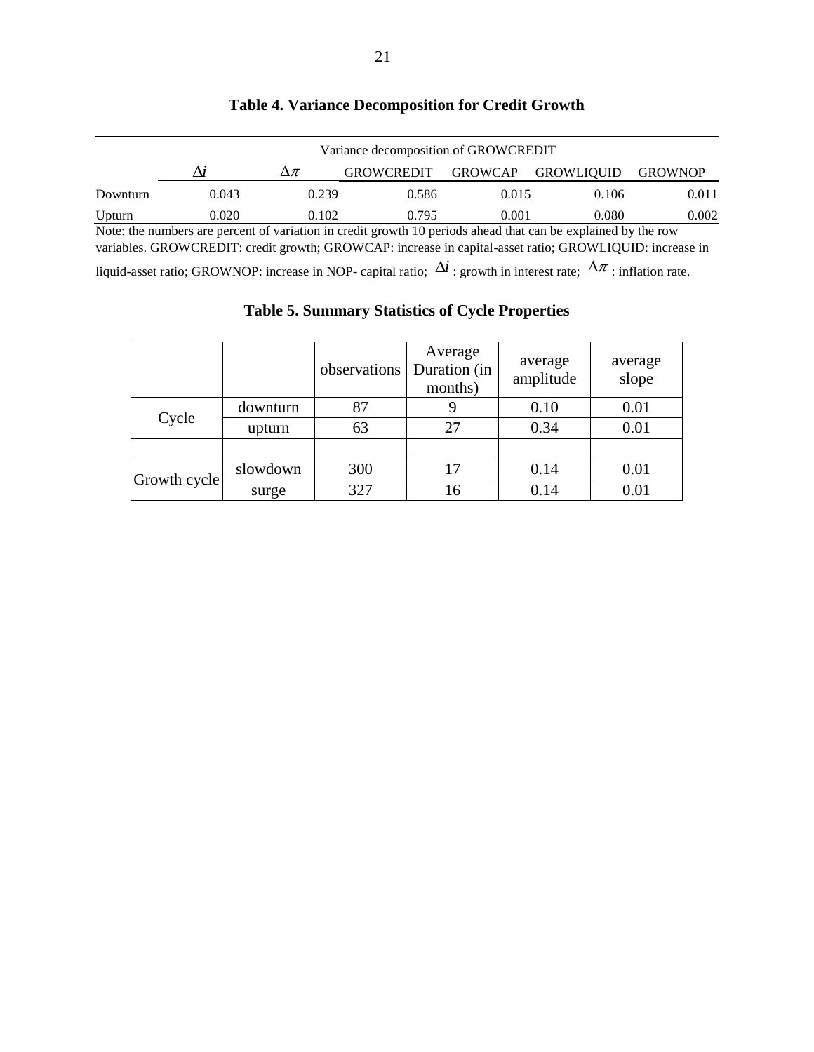**Table 4. Variance Decomposition for Credit Growth**

| | Variance decomposition of GROWCREDIT | | | | | |
|---|---|---|---|---|---|---|
| | $\Delta i$ | $\Delta \pi$ | GROWCREDIT | GROWCAP | GROWLIQUID | GROWNOP |
| Downturn | 0.043 | 0.239 | 0.586 | 0.015 | 0.106 | 0.011 |
| Upturn | 0.020 | 0.102 | 0.795 | 0.001 | 0.080 | 0.002 |

Note: the numbers are percent of variation in credit growth 10 periods ahead that can be explained by the row variables. GROWCREDIT: credit growth; GROWCAP: increase in capital-asset ratio; GROWLIQUID: increase in liquid-asset ratio; GROWNOP: increase in NOP- capital ratio; $\Delta i$ : growth in interest rate; $\Delta \pi$ : inflation rate.

**Table 5. Summary Statistics of Cycle Properties**

| | | observations | Average Duration (in months) | average amplitude | average slope |
|---|---|---|---|---|---|
| Cycle | downturn | 87 | 9 | 0.10 | 0.01 |
| | upturn | 63 | 27 | 0.34 | 0.01 |
| | | | | | |
| Growth cycle | slowdown | 300 | 17 | 0.14 | 0.01 |
| | surge | 327 | 16 | 0.14 | 0.01 |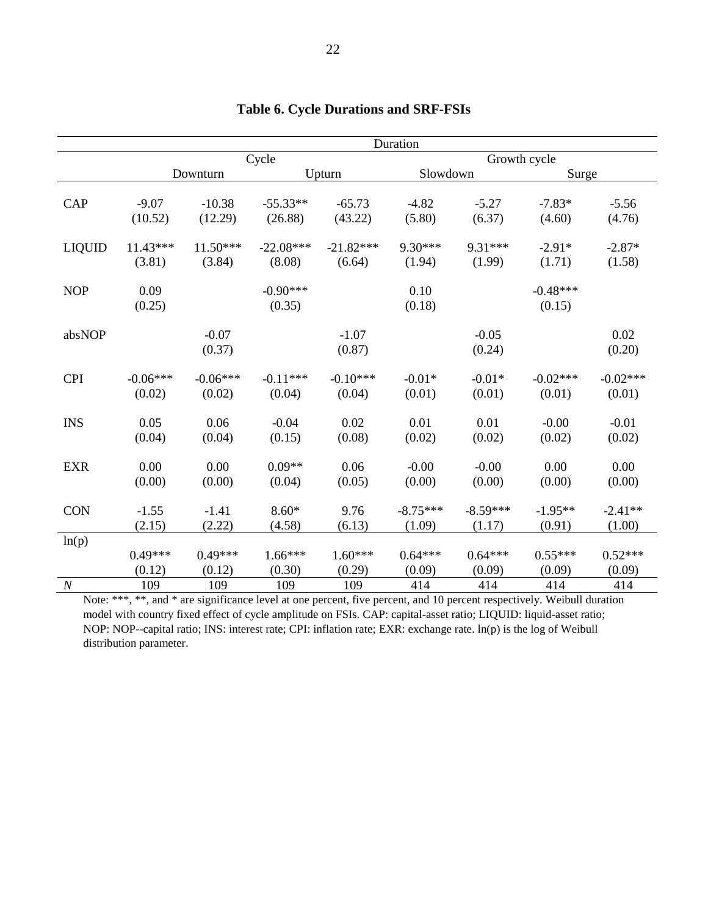**Table 6. Cycle Durations and SRF-FSIs**

| | Duration | | | | | | | |
|---|---|---|---|---|---|---|---|---|
| | Cycle | | | | Growth cycle | | | |
| | Downturn | | Upturn | | Slowdown | | Surge | |
| CAP | -9.07 | -10.38 | -55.33** | -65.73 | -4.82 | -5.27 | -7.83* | -5.56 |
| | (10.52) | (12.29) | (26.88) | (43.22) | (5.80) | (6.37) | (4.60) | (4.76) |
| LIQUID | 11.43*** | 11.50*** | -22.08*** | -21.82*** | 9.30*** | 9.31*** | -2.91* | -2.87* |
| | (3.81) | (3.84) | (8.08) | (6.64) | (1.94) | (1.99) | (1.71) | (1.58) |
| NOP | 0.09 | | -0.90*** | | 0.10 | | -0.48*** | |
| | (0.25) | | (0.35) | | (0.18) | | (0.15) | |
| absNOP | | -0.07 | | -1.07 | | -0.05 | | 0.02 |
| | | (0.37) | | (0.87) | | (0.24) | | (0.20) |
| CPI | -0.06*** | -0.06*** | -0.11*** | -0.10*** | -0.01* | -0.01* | -0.02*** | -0.02*** |
| | (0.02) | (0.02) | (0.04) | (0.04) | (0.01) | (0.01) | (0.01) | (0.01) |
| INS | 0.05 | 0.06 | -0.04 | 0.02 | 0.01 | 0.01 | -0.00 | -0.01 |
| | (0.04) | (0.04) | (0.15) | (0.08) | (0.02) | (0.02) | (0.02) | (0.02) |
| EXR | 0.00 | 0.00 | 0.09** | 0.06 | -0.00 | -0.00 | 0.00 | 0.00 |
| | (0.00) | (0.00) | (0.04) | (0.05) | (0.00) | (0.00) | (0.00) | (0.00) |
| CON | -1.55 | -1.41 | 8.60* | 9.76 | -8.75*** | -8.59*** | -1.95** | -2.41** |
| | (2.15) | (2.22) | (4.58) | (6.13) | (1.09) | (1.17) | (0.91) | (1.00) |
| ln(p) | | | | | | | | |
| | 0.49*** | 0.49*** | 1.66*** | 1.60*** | 0.64*** | 0.64*** | 0.55*** | 0.52*** |
| | (0.12) | (0.12) | (0.30) | (0.29) | (0.09) | (0.09) | (0.09) | (0.09) |
| *N* | 109 | 109 | 109 | 109 | 414 | 414 | 414 | 414 |

Note: ***, **, and * are significance level at one percent, five percent, and 10 percent respectively. Weibull duration model with country fixed effect of cycle amplitude on FSIs. CAP: capital-asset ratio; LIQUID: liquid-asset ratio; NOP: NOP--capital ratio; INS: interest rate; CPI: inflation rate; EXR: exchange rate. ln(p) is the log of Weibull distribution parameter.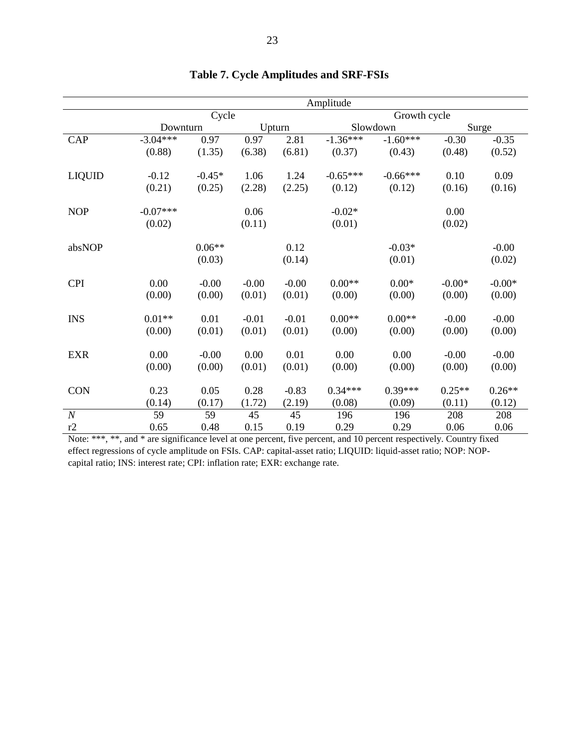**Table 7. Cycle Amplitudes and SRF-FSIs**

| | Amplitude | | | | | | | |
|---|---|---|---|---|---|---|---|---|
| | Cycle | | | | Growth cycle | | | |
| | Downturn | | Upturn | | Slowdown | | Surge | |
| CAP | -3.04*** | 0.97 | 0.97 | 2.81 | -1.36*** | -1.60*** | -0.30 | -0.35 |
| | (0.88) | (1.35) | (6.38) | (6.81) | (0.37) | (0.43) | (0.48) | (0.52) |
| LIQUID | -0.12 | -0.45* | 1.06 | 1.24 | -0.65*** | -0.66*** | 0.10 | 0.09 |
| | (0.21) | (0.25) | (2.28) | (2.25) | (0.12) | (0.12) | (0.16) | (0.16) |
| NOP | -0.07*** | | 0.06 | | -0.02* | | 0.00 | |
| | (0.02) | | (0.11) | | (0.01) | | (0.02) | |
| absNOP | | 0.06** | | 0.12 | | -0.03* | | -0.00 |
| | | (0.03) | | (0.14) | | (0.01) | | (0.02) |
| CPI | 0.00 | -0.00 | -0.00 | -0.00 | 0.00** | 0.00* | -0.00* | -0.00* |
| | (0.00) | (0.00) | (0.01) | (0.01) | (0.00) | (0.00) | (0.00) | (0.00) |
| INS | 0.01** | 0.01 | -0.01 | -0.01 | 0.00** | 0.00** | -0.00 | -0.00 |
| | (0.00) | (0.01) | (0.01) | (0.01) | (0.00) | (0.00) | (0.00) | (0.00) |
| EXR | 0.00 | -0.00 | 0.00 | 0.01 | 0.00 | 0.00 | -0.00 | -0.00 |
| | (0.00) | (0.00) | (0.01) | (0.01) | (0.00) | (0.00) | (0.00) | (0.00) |
| CON | 0.23 | 0.05 | 0.28 | -0.83 | 0.34*** | 0.39*** | 0.25** | 0.26** |
| | (0.14) | (0.17) | (1.72) | (2.19) | (0.08) | (0.09) | (0.11) | (0.12) |
| *N* | 59 | 59 | 45 | 45 | 196 | 196 | 208 | 208 |
| r2 | 0.65 | 0.48 | 0.15 | 0.19 | 0.29 | 0.29 | 0.06 | 0.06 |

Note: ***, **, and * are significance level at one percent, five percent, and 10 percent respectively. Country fixed effect regressions of cycle amplitude on FSIs. CAP: capital-asset ratio; LIQUID: liquid-asset ratio; NOP: NOP-capital ratio; INS: interest rate; CPI: inflation rate; EXR: exchange rate.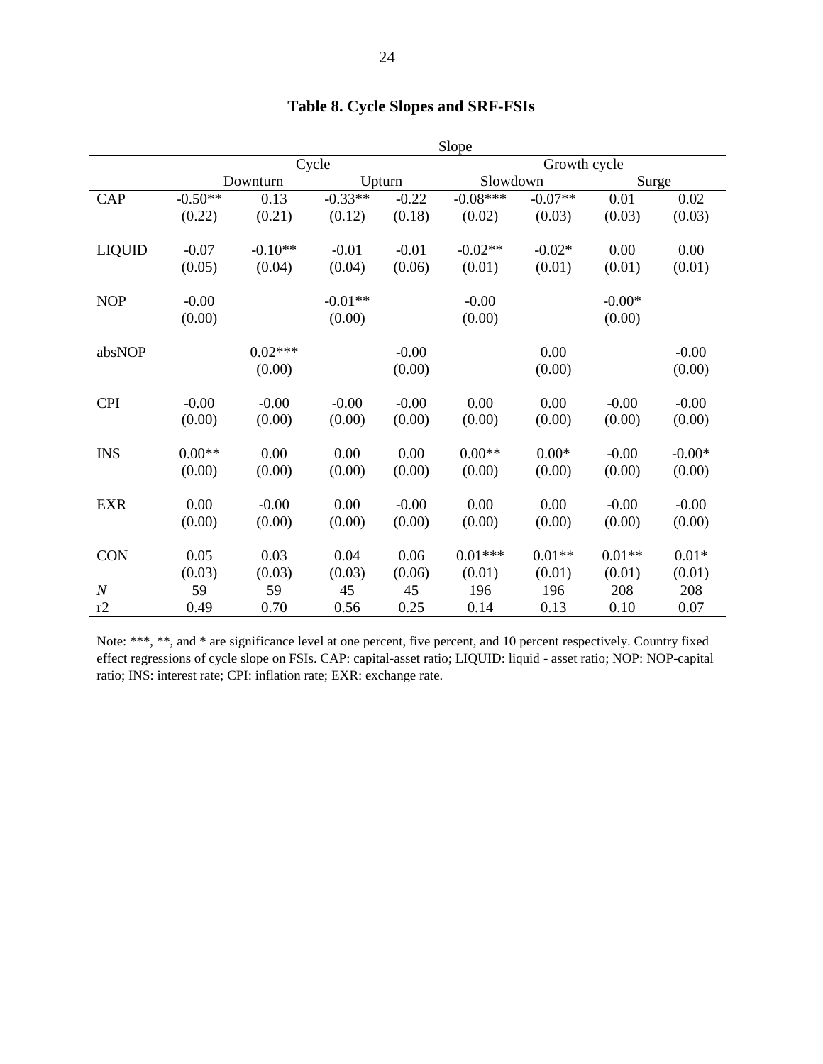**Table 8. Cycle Slopes and SRF-FSIs**

| | Slope | | | | | | | |
|---|---|---|---|---|---|---|---|---|
| | Cycle | | | | Growth cycle | | | |
| | Downturn | | Upturn | | Slowdown | | Surge | |
| CAP | -0.50** | 0.13 | -0.33** | -0.22 | -0.08*** | -0.07** | 0.01 | 0.02 |
| | (0.22) | (0.21) | (0.12) | (0.18) | (0.02) | (0.03) | (0.03) | (0.03) |
| LIQUID | -0.07 | -0.10** | -0.01 | -0.01 | -0.02** | -0.02* | 0.00 | 0.00 |
| | (0.05) | (0.04) | (0.04) | (0.06) | (0.01) | (0.01) | (0.01) | (0.01) |
| NOP | -0.00 | | -0.01** | | -0.00 | | -0.00* | |
| | (0.00) | | (0.00) | | (0.00) | | (0.00) | |
| absNOP | | 0.02*** | | -0.00 | | 0.00 | | -0.00 |
| | | (0.00) | | (0.00) | | (0.00) | | (0.00) |
| CPI | -0.00 | -0.00 | -0.00 | -0.00 | 0.00 | 0.00 | -0.00 | -0.00 |
| | (0.00) | (0.00) | (0.00) | (0.00) | (0.00) | (0.00) | (0.00) | (0.00) |
| INS | 0.00** | 0.00 | 0.00 | 0.00 | 0.00** | 0.00* | -0.00 | -0.00* |
| | (0.00) | (0.00) | (0.00) | (0.00) | (0.00) | (0.00) | (0.00) | (0.00) |
| EXR | 0.00 | -0.00 | 0.00 | -0.00 | 0.00 | 0.00 | -0.00 | -0.00 |
| | (0.00) | (0.00) | (0.00) | (0.00) | (0.00) | (0.00) | (0.00) | (0.00) |
| CON | 0.05 | 0.03 | 0.04 | 0.06 | 0.01*** | 0.01** | 0.01** | 0.01* |
| | (0.03) | (0.03) | (0.03) | (0.06) | (0.01) | (0.01) | (0.01) | (0.01) |
| *N* | 59 | 59 | 45 | 45 | 196 | 196 | 208 | 208 |
| r2 | 0.49 | 0.70 | 0.56 | 0.25 | 0.14 | 0.13 | 0.10 | 0.07 |

Note: ***, **, and * are significance level at one percent, five percent, and 10 percent respectively. Country fixed effect regressions of cycle slope on FSIs. CAP: capital-asset ratio; LIQUID: liquid - asset ratio; NOP: NOP-capital ratio; INS: interest rate; CPI: inflation rate; EXR: exchange rate.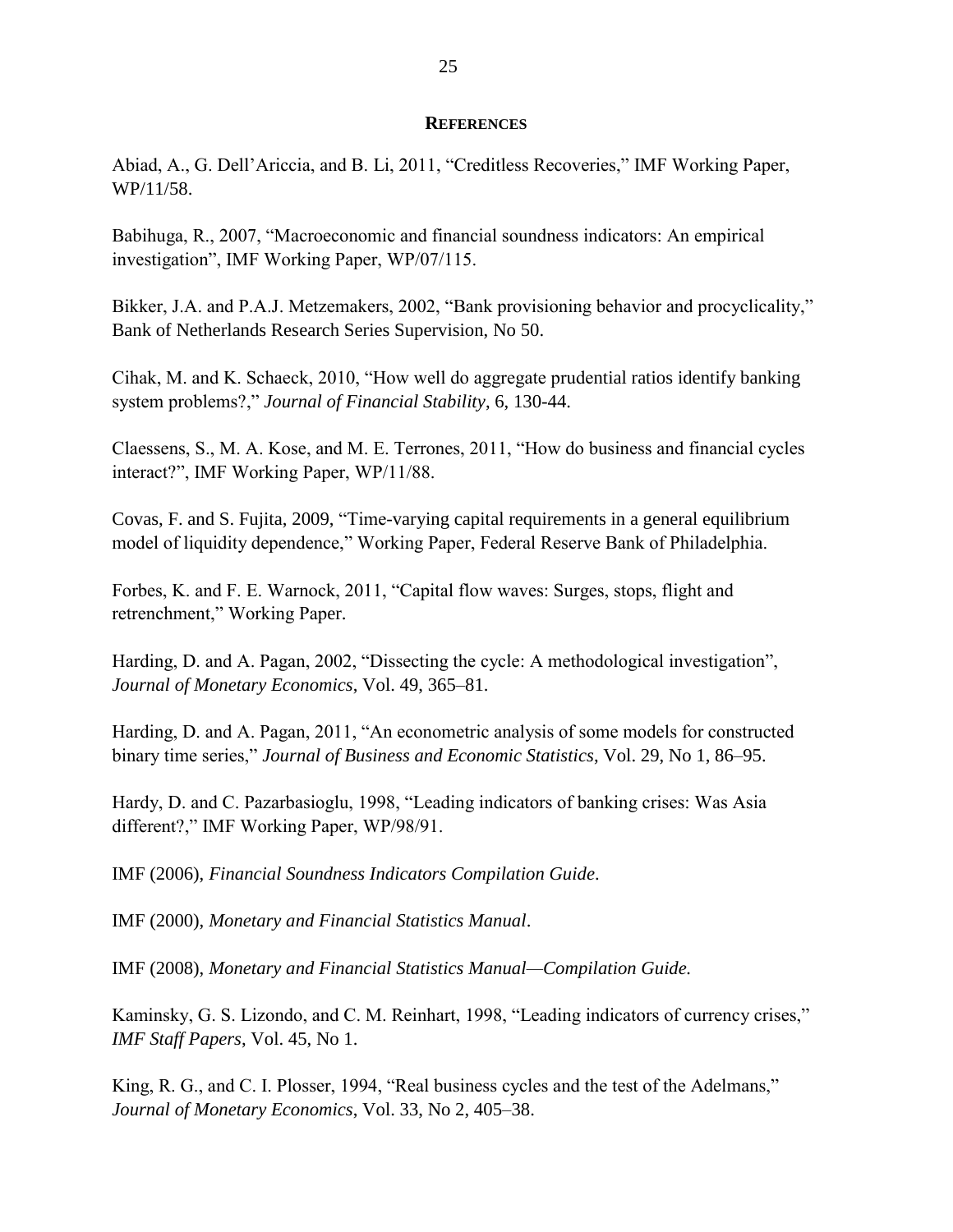## REFERENCES

Abiad, A., G. Dell'Ariccia, and B. Li, 2011, "Creditless Recoveries," IMF Working Paper, WP/11/58.

Babihuga, R., 2007, "Macroeconomic and financial soundness indicators: An empirical investigation", IMF Working Paper, WP/07/115.

Bikker, J.A. and P.A.J. Metzemakers, 2002, "Bank provisioning behavior and procyclicality," Bank of Netherlands Research Series Supervision, No 50.

Cihak, M. and K. Schaeck, 2010, "How well do aggregate prudential ratios identify banking system problems?," *Journal of Financial Stability*, 6, 130-44.

Claessens, S., M. A. Kose, and M. E. Terrones, 2011, "How do business and financial cycles interact?", IMF Working Paper, WP/11/88.

Covas, F. and S. Fujita, 2009, "Time-varying capital requirements in a general equilibrium model of liquidity dependence," Working Paper, Federal Reserve Bank of Philadelphia.

Forbes, K. and F. E. Warnock, 2011, "Capital flow waves: Surges, stops, flight and retrenchment," Working Paper.

Harding, D. and A. Pagan, 2002, "Dissecting the cycle: A methodological investigation", *Journal of Monetary Economics*, Vol. 49, 365–81.

Harding, D. and A. Pagan, 2011, "An econometric analysis of some models for constructed binary time series," *Journal of Business and Economic Statistics*, Vol. 29, No 1, 86–95.

Hardy, D. and C. Pazarbasioglu, 1998, "Leading indicators of banking crises: Was Asia different?," IMF Working Paper, WP/98/91.

IMF (2006), *Financial Soundness Indicators Compilation Guide*.

IMF (2000), *Monetary and Financial Statistics Manual*.

IMF (2008), *Monetary and Financial Statistics Manual—Compilation Guide.*

Kaminsky, G. S. Lizondo, and C. M. Reinhart, 1998, "Leading indicators of currency crises," *IMF Staff Papers*, Vol. 45, No 1.

King, R. G., and C. I. Plosser, 1994, "Real business cycles and the test of the Adelmans," *Journal of Monetary Economics*, Vol. 33, No 2, 405–38.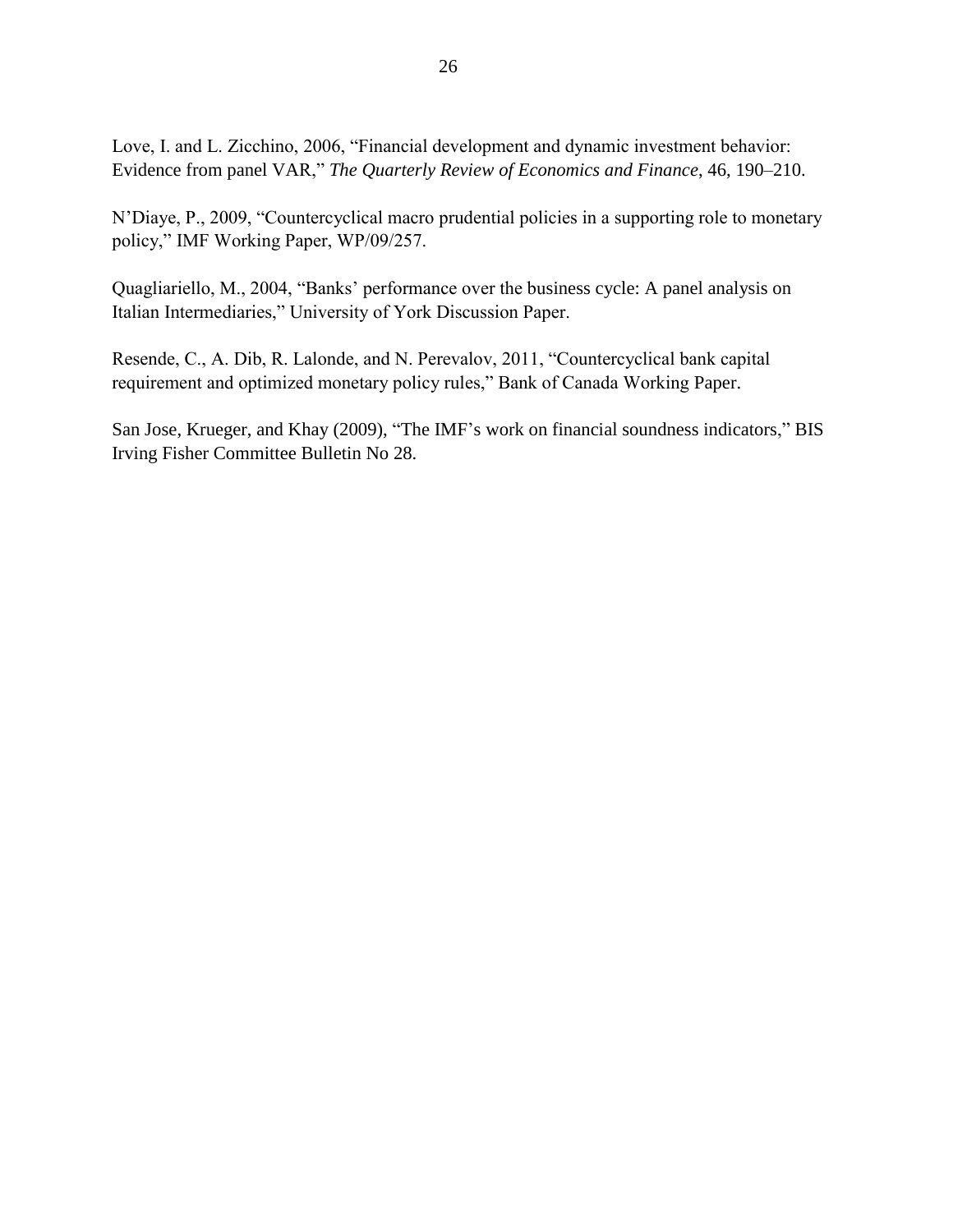Love, I. and L. Zicchino, 2006, "Financial development and dynamic investment behavior: Evidence from panel VAR," *The Quarterly Review of Economics and Finance*, 46, 190–210.

N'Diaye, P., 2009, "Countercyclical macro prudential policies in a supporting role to monetary policy," IMF Working Paper, WP/09/257.

Quagliariello, M., 2004, "Banks' performance over the business cycle: A panel analysis on Italian Intermediaries," University of York Discussion Paper.

Resende, C., A. Dib, R. Lalonde, and N. Perevalov, 2011, "Countercyclical bank capital requirement and optimized monetary policy rules," Bank of Canada Working Paper.

San Jose, Krueger, and Khay (2009), "The IMF's work on financial soundness indicators," BIS Irving Fisher Committee Bulletin No 28.